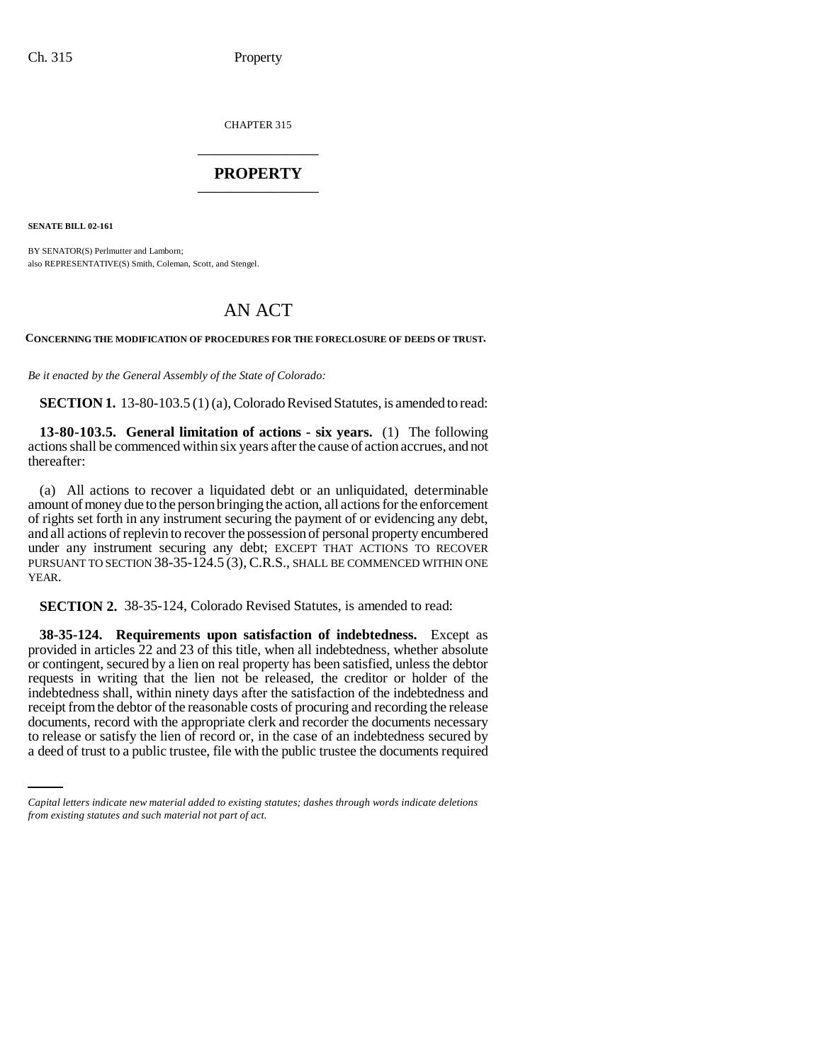CHAPTER 315

# PROPERTY

**SENATE BILL 02-161**

BY SENATOR(S) Perlmutter and Lamborn;
also REPRESENTATIVE(S) Smith, Coleman, Scott, and Stengel.

# AN ACT

**CONCERNING THE MODIFICATION OF PROCEDURES FOR THE FORECLOSURE OF DEEDS OF TRUST.**

*Be it enacted by the General Assembly of the State of Colorado:*

**SECTION 1.** 13-80-103.5 (1) (a), Colorado Revised Statutes, is amended to read:

**13-80-103.5. General limitation of actions - six years.** (1) The following actions shall be commenced within six years after the cause of action accrues, and not thereafter:

(a) All actions to recover a liquidated debt or an unliquidated, determinable amount of money due to the person bringing the action, all actions for the enforcement of rights set forth in any instrument securing the payment of or evidencing any debt, and all actions of replevin to recover the possession of personal property encumbered under any instrument securing any debt; EXCEPT THAT ACTIONS TO RECOVER PURSUANT TO SECTION 38-35-124.5 (3), C.R.S., SHALL BE COMMENCED WITHIN ONE YEAR.

**SECTION 2.** 38-35-124, Colorado Revised Statutes, is amended to read:

**38-35-124. Requirements upon satisfaction of indebtedness.** Except as provided in articles 22 and 23 of this title, when all indebtedness, whether absolute or contingent, secured by a lien on real property has been satisfied, unless the debtor requests in writing that the lien not be released, the creditor or holder of the indebtedness shall, within ninety days after the satisfaction of the indebtedness and receipt from the debtor of the reasonable costs of procuring and recording the release documents, record with the appropriate clerk and recorder the documents necessary to release or satisfy the lien of record or, in the case of an indebtedness secured by a deed of trust to a public trustee, file with the public trustee the documents required

*Capital letters indicate new material added to existing statutes; dashes through words indicate deletions from existing statutes and such material not part of act.*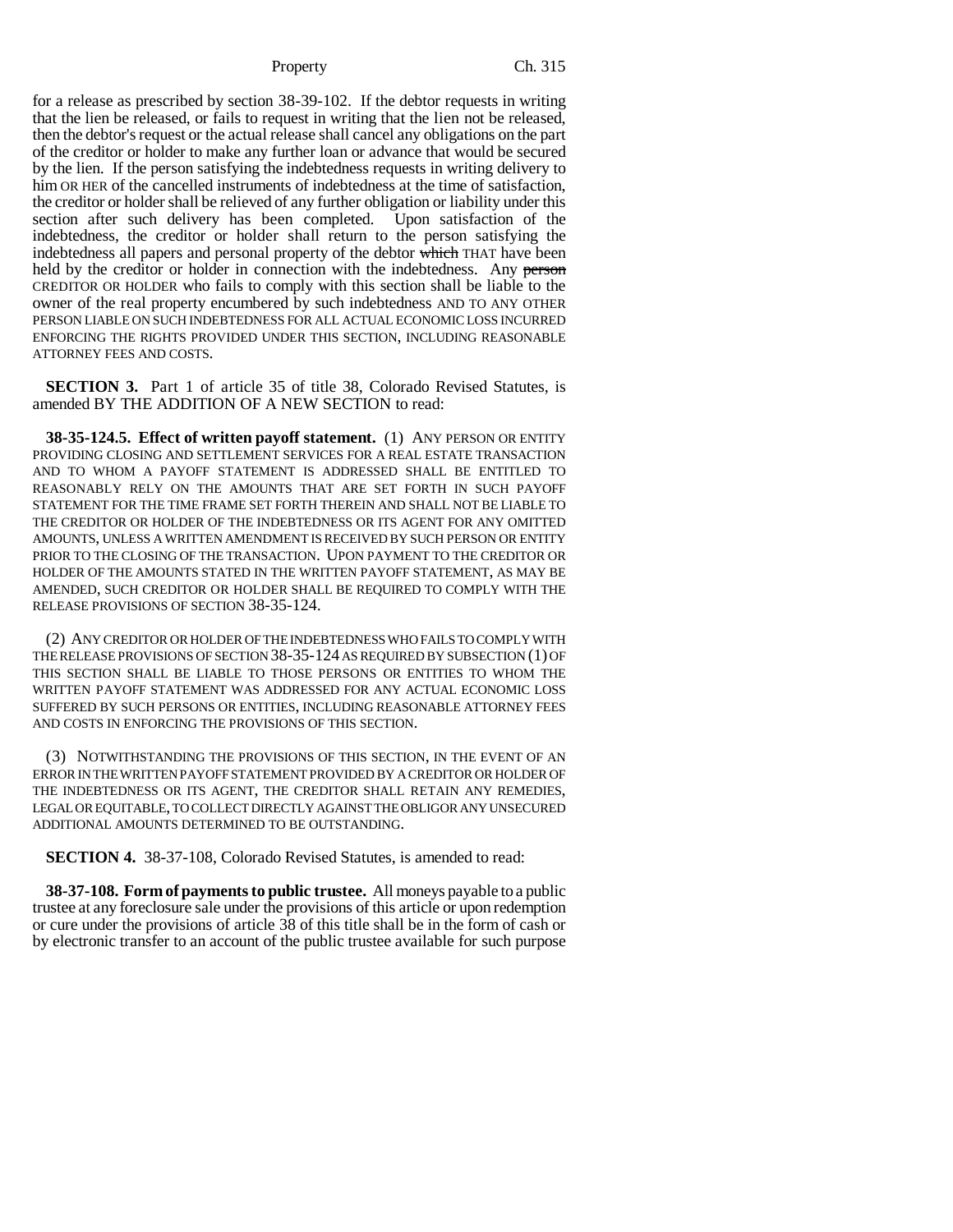for a release as prescribed by section 38-39-102. If the debtor requests in writing that the lien be released, or fails to request in writing that the lien not be released, then the debtor's request or the actual release shall cancel any obligations on the part of the creditor or holder to make any further loan or advance that would be secured by the lien. If the person satisfying the indebtedness requests in writing delivery to him OR HER of the cancelled instruments of indebtedness at the time of satisfaction, the creditor or holder shall be relieved of any further obligation or liability under this section after such delivery has been completed. Upon satisfaction of the indebtedness, the creditor or holder shall return to the person satisfying the indebtedness all papers and personal property of the debtor ~~which~~ THAT have been held by the creditor or holder in connection with the indebtedness. Any ~~person~~ CREDITOR OR HOLDER who fails to comply with this section shall be liable to the owner of the real property encumbered by such indebtedness AND TO ANY OTHER PERSON LIABLE ON SUCH INDEBTEDNESS FOR ALL ACTUAL ECONOMIC LOSS INCURRED ENFORCING THE RIGHTS PROVIDED UNDER THIS SECTION, INCLUDING REASONABLE ATTORNEY FEES AND COSTS.

**SECTION 3.** Part 1 of article 35 of title 38, Colorado Revised Statutes, is amended BY THE ADDITION OF A NEW SECTION to read:

**38-35-124.5. Effect of written payoff statement.** (1) ANY PERSON OR ENTITY PROVIDING CLOSING AND SETTLEMENT SERVICES FOR A REAL ESTATE TRANSACTION AND TO WHOM A PAYOFF STATEMENT IS ADDRESSED SHALL BE ENTITLED TO REASONABLY RELY ON THE AMOUNTS THAT ARE SET FORTH IN SUCH PAYOFF STATEMENT FOR THE TIME FRAME SET FORTH THEREIN AND SHALL NOT BE LIABLE TO THE CREDITOR OR HOLDER OF THE INDEBTEDNESS OR ITS AGENT FOR ANY OMITTED AMOUNTS, UNLESS A WRITTEN AMENDMENT IS RECEIVED BY SUCH PERSON OR ENTITY PRIOR TO THE CLOSING OF THE TRANSACTION. UPON PAYMENT TO THE CREDITOR OR HOLDER OF THE AMOUNTS STATED IN THE WRITTEN PAYOFF STATEMENT, AS MAY BE AMENDED, SUCH CREDITOR OR HOLDER SHALL BE REQUIRED TO COMPLY WITH THE RELEASE PROVISIONS OF SECTION 38-35-124.

(2) ANY CREDITOR OR HOLDER OF THE INDEBTEDNESS WHO FAILS TO COMPLY WITH THE RELEASE PROVISIONS OF SECTION 38-35-124 AS REQUIRED BY SUBSECTION (1) OF THIS SECTION SHALL BE LIABLE TO THOSE PERSONS OR ENTITIES TO WHOM THE WRITTEN PAYOFF STATEMENT WAS ADDRESSED FOR ANY ACTUAL ECONOMIC LOSS SUFFERED BY SUCH PERSONS OR ENTITIES, INCLUDING REASONABLE ATTORNEY FEES AND COSTS IN ENFORCING THE PROVISIONS OF THIS SECTION.

(3) NOTWITHSTANDING THE PROVISIONS OF THIS SECTION, IN THE EVENT OF AN ERROR IN THE WRITTEN PAYOFF STATEMENT PROVIDED BY A CREDITOR OR HOLDER OF THE INDEBTEDNESS OR ITS AGENT, THE CREDITOR SHALL RETAIN ANY REMEDIES, LEGAL OR EQUITABLE, TO COLLECT DIRECTLY AGAINST THE OBLIGOR ANY UNSECURED ADDITIONAL AMOUNTS DETERMINED TO BE OUTSTANDING.

**SECTION 4.** 38-37-108, Colorado Revised Statutes, is amended to read:

**38-37-108. Form of payments to public trustee.** All moneys payable to a public trustee at any foreclosure sale under the provisions of this article or upon redemption or cure under the provisions of article 38 of this title shall be in the form of cash or by electronic transfer to an account of the public trustee available for such purpose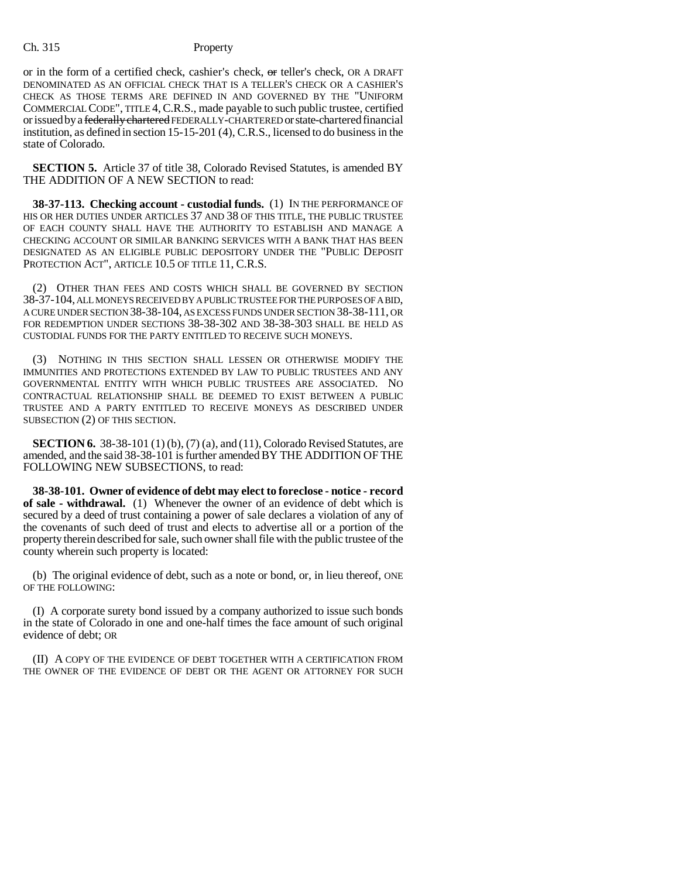or in the form of a certified check, cashier's check, or teller's check, OR A DRAFT DENOMINATED AS AN OFFICIAL CHECK THAT IS A TELLER'S CHECK OR A CASHIER'S CHECK AS THOSE TERMS ARE DEFINED IN AND GOVERNED BY THE "UNIFORM COMMERCIAL CODE", TITLE 4, C.R.S., made payable to such public trustee, certified or issued by a federally chartered FEDERALLY-CHARTERED or state-chartered financial institution, as defined in section 15-15-201 (4), C.R.S., licensed to do business in the state of Colorado.

**SECTION 5.** Article 37 of title 38, Colorado Revised Statutes, is amended BY THE ADDITION OF A NEW SECTION to read:

**38-37-113. Checking account - custodial funds.** (1) IN THE PERFORMANCE OF HIS OR HER DUTIES UNDER ARTICLES 37 AND 38 OF THIS TITLE, THE PUBLIC TRUSTEE OF EACH COUNTY SHALL HAVE THE AUTHORITY TO ESTABLISH AND MANAGE A CHECKING ACCOUNT OR SIMILAR BANKING SERVICES WITH A BANK THAT HAS BEEN DESIGNATED AS AN ELIGIBLE PUBLIC DEPOSITORY UNDER THE "PUBLIC DEPOSIT PROTECTION ACT", ARTICLE 10.5 OF TITLE 11, C.R.S.

(2) OTHER THAN FEES AND COSTS WHICH SHALL BE GOVERNED BY SECTION 38-37-104, ALL MONEYS RECEIVED BY A PUBLIC TRUSTEE FOR THE PURPOSES OF A BID, A CURE UNDER SECTION 38-38-104, AS EXCESS FUNDS UNDER SECTION 38-38-111, OR FOR REDEMPTION UNDER SECTIONS 38-38-302 AND 38-38-303 SHALL BE HELD AS CUSTODIAL FUNDS FOR THE PARTY ENTITLED TO RECEIVE SUCH MONEYS.

(3) NOTHING IN THIS SECTION SHALL LESSEN OR OTHERWISE MODIFY THE IMMUNITIES AND PROTECTIONS EXTENDED BY LAW TO PUBLIC TRUSTEES AND ANY GOVERNMENTAL ENTITY WITH WHICH PUBLIC TRUSTEES ARE ASSOCIATED. NO CONTRACTUAL RELATIONSHIP SHALL BE DEEMED TO EXIST BETWEEN A PUBLIC TRUSTEE AND A PARTY ENTITLED TO RECEIVE MONEYS AS DESCRIBED UNDER SUBSECTION (2) OF THIS SECTION.

**SECTION 6.** 38-38-101 (1) (b), (7) (a), and (11), Colorado Revised Statutes, are amended, and the said 38-38-101 is further amended BY THE ADDITION OF THE FOLLOWING NEW SUBSECTIONS, to read:

**38-38-101. Owner of evidence of debt may elect to foreclose - notice - record of sale - withdrawal.** (1) Whenever the owner of an evidence of debt which is secured by a deed of trust containing a power of sale declares a violation of any of the covenants of such deed of trust and elects to advertise all or a portion of the property therein described for sale, such owner shall file with the public trustee of the county wherein such property is located:

(b) The original evidence of debt, such as a note or bond, or, in lieu thereof, ONE OF THE FOLLOWING:

(I) A corporate surety bond issued by a company authorized to issue such bonds in the state of Colorado in one and one-half times the face amount of such original evidence of debt; OR

(II) A COPY OF THE EVIDENCE OF DEBT TOGETHER WITH A CERTIFICATION FROM THE OWNER OF THE EVIDENCE OF DEBT OR THE AGENT OR ATTORNEY FOR SUCH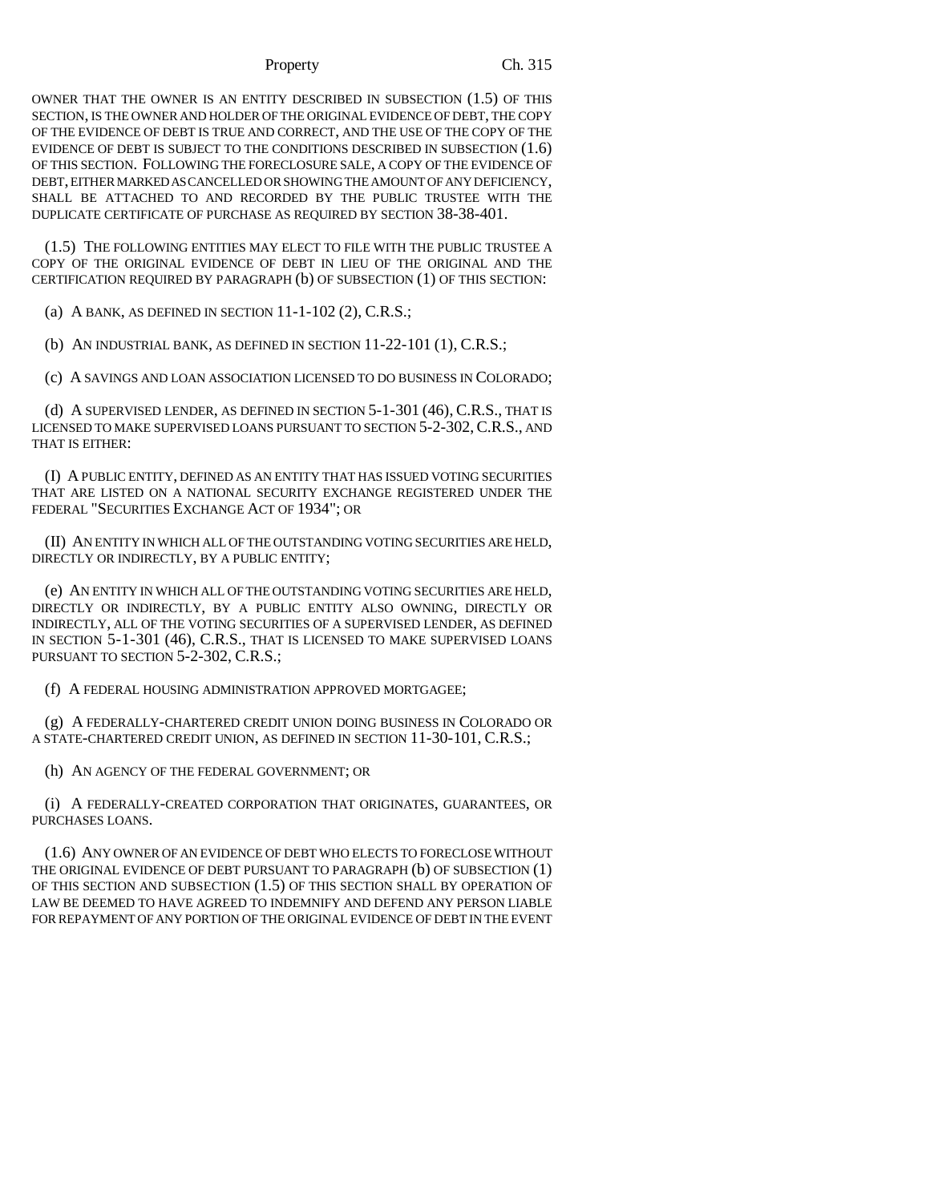OWNER THAT THE OWNER IS AN ENTITY DESCRIBED IN SUBSECTION (1.5) OF THIS SECTION, IS THE OWNER AND HOLDER OF THE ORIGINAL EVIDENCE OF DEBT, THE COPY OF THE EVIDENCE OF DEBT IS TRUE AND CORRECT, AND THE USE OF THE COPY OF THE EVIDENCE OF DEBT IS SUBJECT TO THE CONDITIONS DESCRIBED IN SUBSECTION (1.6) OF THIS SECTION. FOLLOWING THE FORECLOSURE SALE, A COPY OF THE EVIDENCE OF DEBT, EITHER MARKED AS CANCELLED OR SHOWING THE AMOUNT OF ANY DEFICIENCY, SHALL BE ATTACHED TO AND RECORDED BY THE PUBLIC TRUSTEE WITH THE DUPLICATE CERTIFICATE OF PURCHASE AS REQUIRED BY SECTION 38-38-401.

(1.5) THE FOLLOWING ENTITIES MAY ELECT TO FILE WITH THE PUBLIC TRUSTEE A COPY OF THE ORIGINAL EVIDENCE OF DEBT IN LIEU OF THE ORIGINAL AND THE CERTIFICATION REQUIRED BY PARAGRAPH (b) OF SUBSECTION (1) OF THIS SECTION:

(a) A BANK, AS DEFINED IN SECTION 11-1-102 (2), C.R.S.;

(b) AN INDUSTRIAL BANK, AS DEFINED IN SECTION 11-22-101 (1), C.R.S.;

(c) A SAVINGS AND LOAN ASSOCIATION LICENSED TO DO BUSINESS IN COLORADO;

(d) A SUPERVISED LENDER, AS DEFINED IN SECTION 5-1-301 (46), C.R.S., THAT IS LICENSED TO MAKE SUPERVISED LOANS PURSUANT TO SECTION 5-2-302, C.R.S., AND THAT IS EITHER:

(I) A PUBLIC ENTITY, DEFINED AS AN ENTITY THAT HAS ISSUED VOTING SECURITIES THAT ARE LISTED ON A NATIONAL SECURITY EXCHANGE REGISTERED UNDER THE FEDERAL "SECURITIES EXCHANGE ACT OF 1934"; OR

(II) AN ENTITY IN WHICH ALL OF THE OUTSTANDING VOTING SECURITIES ARE HELD, DIRECTLY OR INDIRECTLY, BY A PUBLIC ENTITY;

(e) AN ENTITY IN WHICH ALL OF THE OUTSTANDING VOTING SECURITIES ARE HELD, DIRECTLY OR INDIRECTLY, BY A PUBLIC ENTITY ALSO OWNING, DIRECTLY OR INDIRECTLY, ALL OF THE VOTING SECURITIES OF A SUPERVISED LENDER, AS DEFINED IN SECTION 5-1-301 (46), C.R.S., THAT IS LICENSED TO MAKE SUPERVISED LOANS PURSUANT TO SECTION 5-2-302, C.R.S.;

(f) A FEDERAL HOUSING ADMINISTRATION APPROVED MORTGAGEE;

(g) A FEDERALLY-CHARTERED CREDIT UNION DOING BUSINESS IN COLORADO OR A STATE-CHARTERED CREDIT UNION, AS DEFINED IN SECTION 11-30-101, C.R.S.;

(h) AN AGENCY OF THE FEDERAL GOVERNMENT; OR

(i) A FEDERALLY-CREATED CORPORATION THAT ORIGINATES, GUARANTEES, OR PURCHASES LOANS.

(1.6) ANY OWNER OF AN EVIDENCE OF DEBT WHO ELECTS TO FORECLOSE WITHOUT THE ORIGINAL EVIDENCE OF DEBT PURSUANT TO PARAGRAPH (b) OF SUBSECTION (1) OF THIS SECTION AND SUBSECTION (1.5) OF THIS SECTION SHALL BY OPERATION OF LAW BE DEEMED TO HAVE AGREED TO INDEMNIFY AND DEFEND ANY PERSON LIABLE FOR REPAYMENT OF ANY PORTION OF THE ORIGINAL EVIDENCE OF DEBT IN THE EVENT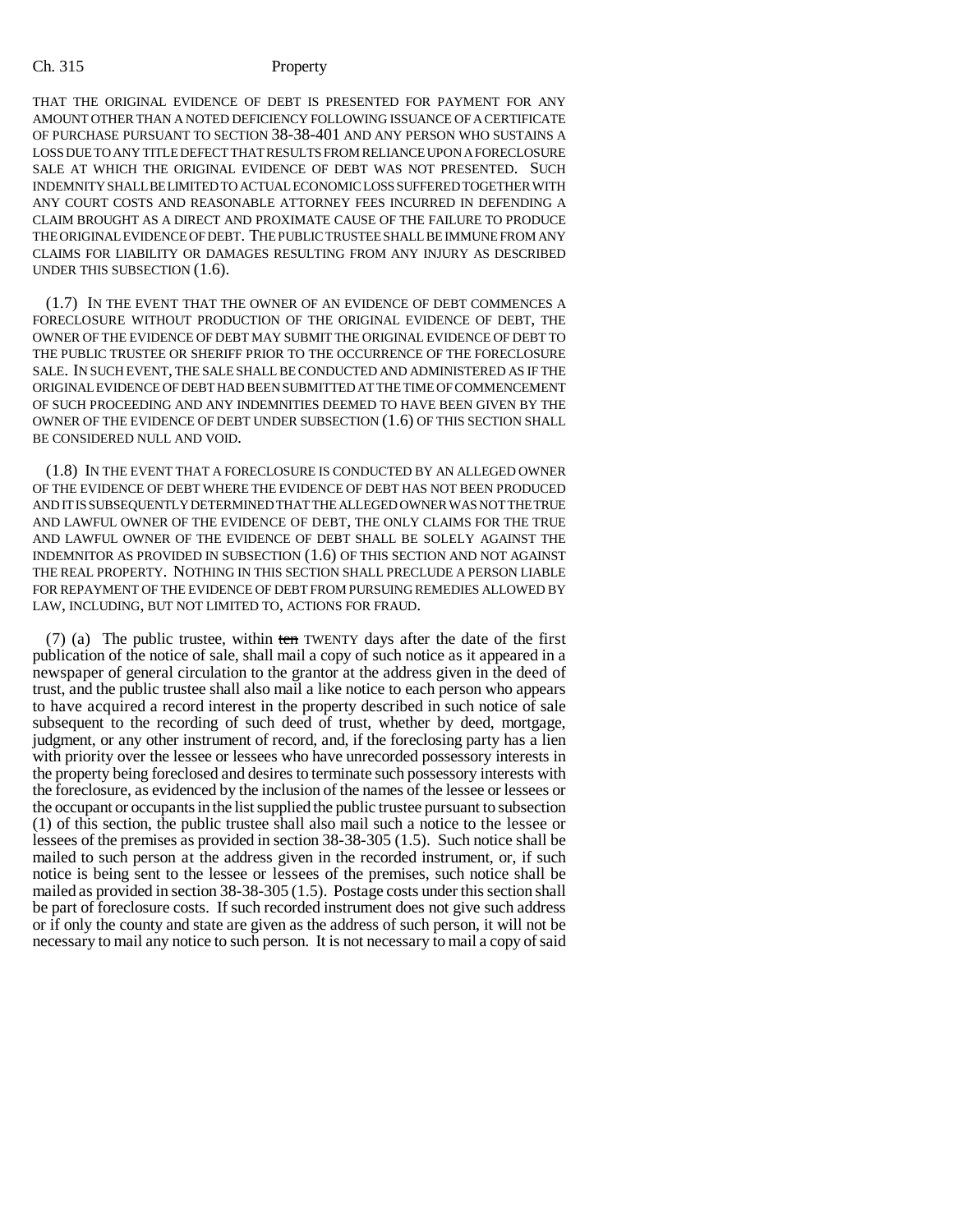THAT THE ORIGINAL EVIDENCE OF DEBT IS PRESENTED FOR PAYMENT FOR ANY AMOUNT OTHER THAN A NOTED DEFICIENCY FOLLOWING ISSUANCE OF A CERTIFICATE OF PURCHASE PURSUANT TO SECTION 38-38-401 AND ANY PERSON WHO SUSTAINS A LOSS DUE TO ANY TITLE DEFECT THAT RESULTS FROM RELIANCE UPON A FORECLOSURE SALE AT WHICH THE ORIGINAL EVIDENCE OF DEBT WAS NOT PRESENTED. SUCH INDEMNITY SHALL BE LIMITED TO ACTUAL ECONOMIC LOSS SUFFERED TOGETHER WITH ANY COURT COSTS AND REASONABLE ATTORNEY FEES INCURRED IN DEFENDING A CLAIM BROUGHT AS A DIRECT AND PROXIMATE CAUSE OF THE FAILURE TO PRODUCE THE ORIGINAL EVIDENCE OF DEBT. THE PUBLIC TRUSTEE SHALL BE IMMUNE FROM ANY CLAIMS FOR LIABILITY OR DAMAGES RESULTING FROM ANY INJURY AS DESCRIBED UNDER THIS SUBSECTION (1.6).

(1.7) IN THE EVENT THAT THE OWNER OF AN EVIDENCE OF DEBT COMMENCES A FORECLOSURE WITHOUT PRODUCTION OF THE ORIGINAL EVIDENCE OF DEBT, THE OWNER OF THE EVIDENCE OF DEBT MAY SUBMIT THE ORIGINAL EVIDENCE OF DEBT TO THE PUBLIC TRUSTEE OR SHERIFF PRIOR TO THE OCCURRENCE OF THE FORECLOSURE SALE. IN SUCH EVENT, THE SALE SHALL BE CONDUCTED AND ADMINISTERED AS IF THE ORIGINAL EVIDENCE OF DEBT HAD BEEN SUBMITTED AT THE TIME OF COMMENCEMENT OF SUCH PROCEEDING AND ANY INDEMNITIES DEEMED TO HAVE BEEN GIVEN BY THE OWNER OF THE EVIDENCE OF DEBT UNDER SUBSECTION (1.6) OF THIS SECTION SHALL BE CONSIDERED NULL AND VOID.

(1.8) IN THE EVENT THAT A FORECLOSURE IS CONDUCTED BY AN ALLEGED OWNER OF THE EVIDENCE OF DEBT WHERE THE EVIDENCE OF DEBT HAS NOT BEEN PRODUCED AND IT IS SUBSEQUENTLY DETERMINED THAT THE ALLEGED OWNER WAS NOT THE TRUE AND LAWFUL OWNER OF THE EVIDENCE OF DEBT, THE ONLY CLAIMS FOR THE TRUE AND LAWFUL OWNER OF THE EVIDENCE OF DEBT SHALL BE SOLELY AGAINST THE INDEMNITOR AS PROVIDED IN SUBSECTION (1.6) OF THIS SECTION AND NOT AGAINST THE REAL PROPERTY. NOTHING IN THIS SECTION SHALL PRECLUDE A PERSON LIABLE FOR REPAYMENT OF THE EVIDENCE OF DEBT FROM PURSUING REMEDIES ALLOWED BY LAW, INCLUDING, BUT NOT LIMITED TO, ACTIONS FOR FRAUD.

(7) (a) The public trustee, within ~~ten~~ TWENTY days after the date of the first publication of the notice of sale, shall mail a copy of such notice as it appeared in a newspaper of general circulation to the grantor at the address given in the deed of trust, and the public trustee shall also mail a like notice to each person who appears to have acquired a record interest in the property described in such notice of sale subsequent to the recording of such deed of trust, whether by deed, mortgage, judgment, or any other instrument of record, and, if the foreclosing party has a lien with priority over the lessee or lessees who have unrecorded possessory interests in the property being foreclosed and desires to terminate such possessory interests with the foreclosure, as evidenced by the inclusion of the names of the lessee or lessees or the occupant or occupants in the list supplied the public trustee pursuant to subsection (1) of this section, the public trustee shall also mail such a notice to the lessee or lessees of the premises as provided in section 38-38-305 (1.5). Such notice shall be mailed to such person at the address given in the recorded instrument, or, if such notice is being sent to the lessee or lessees of the premises, such notice shall be mailed as provided in section 38-38-305 (1.5). Postage costs under this section shall be part of foreclosure costs. If such recorded instrument does not give such address or if only the county and state are given as the address of such person, it will not be necessary to mail any notice to such person. It is not necessary to mail a copy of said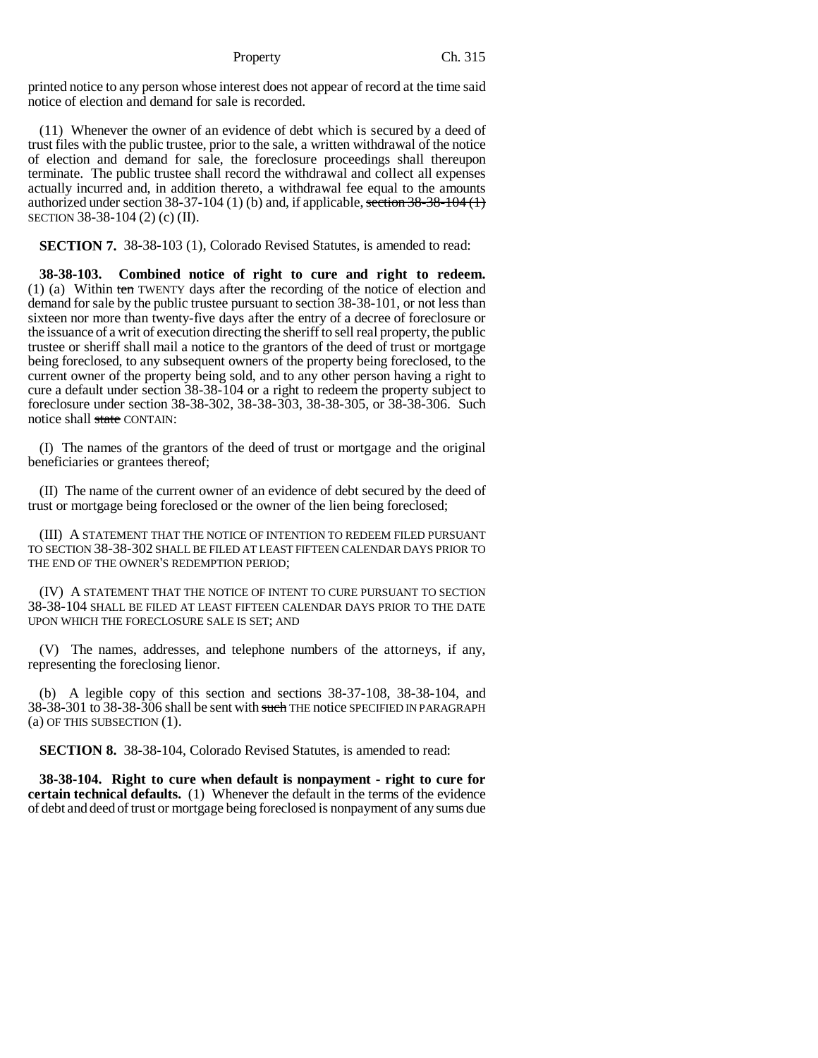printed notice to any person whose interest does not appear of record at the time said notice of election and demand for sale is recorded.

(11) Whenever the owner of an evidence of debt which is secured by a deed of trust files with the public trustee, prior to the sale, a written withdrawal of the notice of election and demand for sale, the foreclosure proceedings shall thereupon terminate. The public trustee shall record the withdrawal and collect all expenses actually incurred and, in addition thereto, a withdrawal fee equal to the amounts authorized under section 38-37-104 (1) (b) and, if applicable, ~~section 38-38-104 (1)~~ SECTION 38-38-104 (2) (c) (II).

**SECTION 7.** 38-38-103 (1), Colorado Revised Statutes, is amended to read:

**38-38-103. Combined notice of right to cure and right to redeem.** (1) (a) Within ~~ten~~ TWENTY days after the recording of the notice of election and demand for sale by the public trustee pursuant to section 38-38-101, or not less than sixteen nor more than twenty-five days after the entry of a decree of foreclosure or the issuance of a writ of execution directing the sheriff to sell real property, the public trustee or sheriff shall mail a notice to the grantors of the deed of trust or mortgage being foreclosed, to any subsequent owners of the property being foreclosed, to the current owner of the property being sold, and to any other person having a right to cure a default under section 38-38-104 or a right to redeem the property subject to foreclosure under section 38-38-302, 38-38-303, 38-38-305, or 38-38-306. Such notice shall ~~state~~ CONTAIN:

(I) The names of the grantors of the deed of trust or mortgage and the original beneficiaries or grantees thereof;

(II) The name of the current owner of an evidence of debt secured by the deed of trust or mortgage being foreclosed or the owner of the lien being foreclosed;

(III) A STATEMENT THAT THE NOTICE OF INTENTION TO REDEEM FILED PURSUANT TO SECTION 38-38-302 SHALL BE FILED AT LEAST FIFTEEN CALENDAR DAYS PRIOR TO THE END OF THE OWNER'S REDEMPTION PERIOD;

(IV) A STATEMENT THAT THE NOTICE OF INTENT TO CURE PURSUANT TO SECTION 38-38-104 SHALL BE FILED AT LEAST FIFTEEN CALENDAR DAYS PRIOR TO THE DATE UPON WHICH THE FORECLOSURE SALE IS SET; AND

(V) The names, addresses, and telephone numbers of the attorneys, if any, representing the foreclosing lienor.

(b) A legible copy of this section and sections 38-37-108, 38-38-104, and 38-38-301 to 38-38-306 shall be sent with ~~such~~ THE notice SPECIFIED IN PARAGRAPH (a) OF THIS SUBSECTION (1).

**SECTION 8.** 38-38-104, Colorado Revised Statutes, is amended to read:

**38-38-104. Right to cure when default is nonpayment - right to cure for certain technical defaults.** (1) Whenever the default in the terms of the evidence of debt and deed of trust or mortgage being foreclosed is nonpayment of any sums due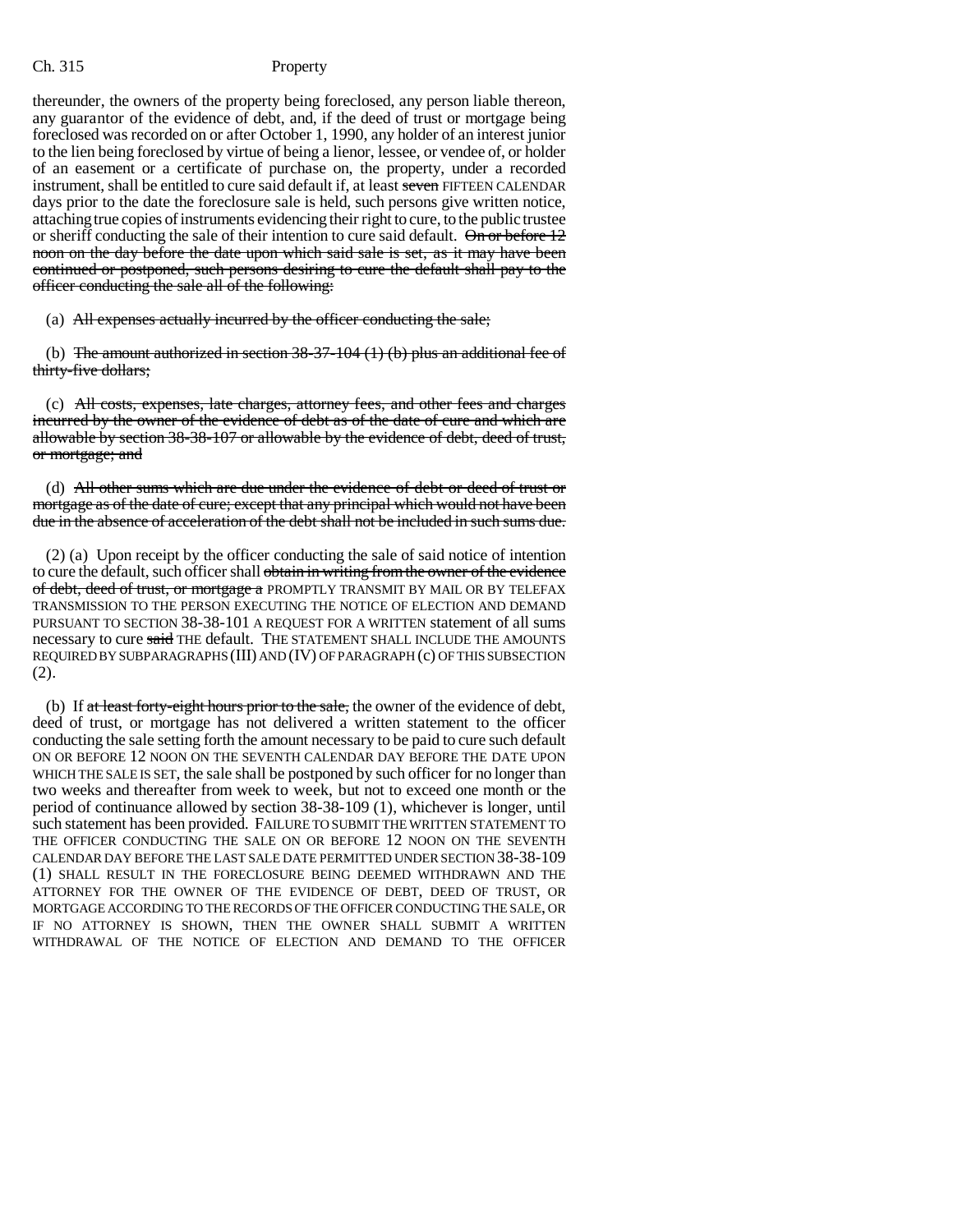thereunder, the owners of the property being foreclosed, any person liable thereon, any guarantor of the evidence of debt, and, if the deed of trust or mortgage being foreclosed was recorded on or after October 1, 1990, any holder of an interest junior to the lien being foreclosed by virtue of being a lienor, lessee, or vendee of, or holder of an easement or a certificate of purchase on, the property, under a recorded instrument, shall be entitled to cure said default if, at least ~~seven~~ FIFTEEN CALENDAR days prior to the date the foreclosure sale is held, such persons give written notice, attaching true copies of instruments evidencing their right to cure, to the public trustee or sheriff conducting the sale of their intention to cure said default. ~~On or before 12 noon on the day before the date upon which said sale is set, as it may have been continued or postponed, such persons desiring to cure the default shall pay to the officer conducting the sale all of the following:~~

(a) ~~All expenses actually incurred by the officer conducting the sale;~~

(b) ~~The amount authorized in section 38-37-104 (1) (b) plus an additional fee of thirty-five dollars;~~

(c) ~~All costs, expenses, late charges, attorney fees, and other fees and charges incurred by the owner of the evidence of debt as of the date of cure and which are allowable by section 38-38-107 or allowable by the evidence of debt, deed of trust, or mortgage; and~~

(d) ~~All other sums which are due under the evidence of debt or deed of trust or mortgage as of the date of cure; except that any principal which would not have been due in the absence of acceleration of the debt shall not be included in such sums due.~~

(2) (a) Upon receipt by the officer conducting the sale of said notice of intention to cure the default, such officer shall ~~obtain in writing from the owner of the evidence of debt, deed of trust, or mortgage a~~ PROMPTLY TRANSMIT BY MAIL OR BY TELEFAX TRANSMISSION TO THE PERSON EXECUTING THE NOTICE OF ELECTION AND DEMAND PURSUANT TO SECTION 38-38-101 A REQUEST FOR A WRITTEN statement of all sums necessary to cure ~~said~~ THE default. THE STATEMENT SHALL INCLUDE THE AMOUNTS REQUIRED BY SUBPARAGRAPHS (III) AND (IV) OF PARAGRAPH (c) OF THIS SUBSECTION (2).

(b) If ~~at least forty-eight hours prior to the sale,~~ the owner of the evidence of debt, deed of trust, or mortgage has not delivered a written statement to the officer conducting the sale setting forth the amount necessary to be paid to cure such default ON OR BEFORE 12 NOON ON THE SEVENTH CALENDAR DAY BEFORE THE DATE UPON WHICH THE SALE IS SET, the sale shall be postponed by such officer for no longer than two weeks and thereafter from week to week, but not to exceed one month or the period of continuance allowed by section 38-38-109 (1), whichever is longer, until such statement has been provided. FAILURE TO SUBMIT THE WRITTEN STATEMENT TO THE OFFICER CONDUCTING THE SALE ON OR BEFORE 12 NOON ON THE SEVENTH CALENDAR DAY BEFORE THE LAST SALE DATE PERMITTED UNDER SECTION 38-38-109 (1) SHALL RESULT IN THE FORECLOSURE BEING DEEMED WITHDRAWN AND THE ATTORNEY FOR THE OWNER OF THE EVIDENCE OF DEBT, DEED OF TRUST, OR MORTGAGE ACCORDING TO THE RECORDS OF THE OFFICER CONDUCTING THE SALE, OR IF NO ATTORNEY IS SHOWN, THEN THE OWNER SHALL SUBMIT A WRITTEN WITHDRAWAL OF THE NOTICE OF ELECTION AND DEMAND TO THE OFFICER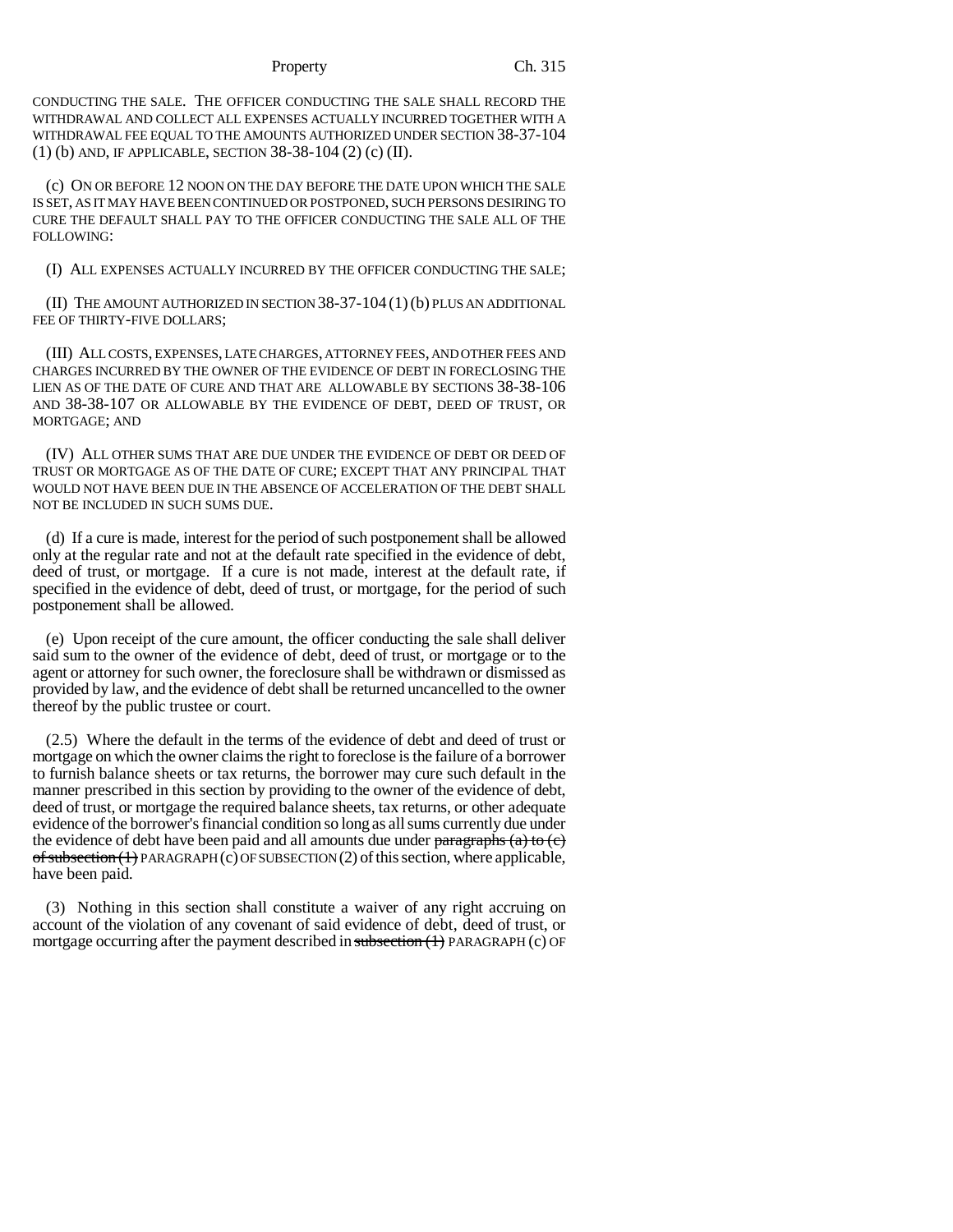CONDUCTING THE SALE. THE OFFICER CONDUCTING THE SALE SHALL RECORD THE WITHDRAWAL AND COLLECT ALL EXPENSES ACTUALLY INCURRED TOGETHER WITH A WITHDRAWAL FEE EQUAL TO THE AMOUNTS AUTHORIZED UNDER SECTION 38-37-104 (1) (b) AND, IF APPLICABLE, SECTION 38-38-104 (2) (c) (II).

(c) ON OR BEFORE 12 NOON ON THE DAY BEFORE THE DATE UPON WHICH THE SALE IS SET, AS IT MAY HAVE BEEN CONTINUED OR POSTPONED, SUCH PERSONS DESIRING TO CURE THE DEFAULT SHALL PAY TO THE OFFICER CONDUCTING THE SALE ALL OF THE FOLLOWING:

(I) ALL EXPENSES ACTUALLY INCURRED BY THE OFFICER CONDUCTING THE SALE;

(II) THE AMOUNT AUTHORIZED IN SECTION 38-37-104 (1) (b) PLUS AN ADDITIONAL FEE OF THIRTY-FIVE DOLLARS;

(III) ALL COSTS, EXPENSES, LATE CHARGES, ATTORNEY FEES, AND OTHER FEES AND CHARGES INCURRED BY THE OWNER OF THE EVIDENCE OF DEBT IN FORECLOSING THE LIEN AS OF THE DATE OF CURE AND THAT ARE ALLOWABLE BY SECTIONS 38-38-106 AND 38-38-107 OR ALLOWABLE BY THE EVIDENCE OF DEBT, DEED OF TRUST, OR MORTGAGE; AND

(IV) ALL OTHER SUMS THAT ARE DUE UNDER THE EVIDENCE OF DEBT OR DEED OF TRUST OR MORTGAGE AS OF THE DATE OF CURE; EXCEPT THAT ANY PRINCIPAL THAT WOULD NOT HAVE BEEN DUE IN THE ABSENCE OF ACCELERATION OF THE DEBT SHALL NOT BE INCLUDED IN SUCH SUMS DUE.

(d) If a cure is made, interest for the period of such postponement shall be allowed only at the regular rate and not at the default rate specified in the evidence of debt, deed of trust, or mortgage. If a cure is not made, interest at the default rate, if specified in the evidence of debt, deed of trust, or mortgage, for the period of such postponement shall be allowed.

(e) Upon receipt of the cure amount, the officer conducting the sale shall deliver said sum to the owner of the evidence of debt, deed of trust, or mortgage or to the agent or attorney for such owner, the foreclosure shall be withdrawn or dismissed as provided by law, and the evidence of debt shall be returned uncancelled to the owner thereof by the public trustee or court.

(2.5) Where the default in the terms of the evidence of debt and deed of trust or mortgage on which the owner claims the right to foreclose is the failure of a borrower to furnish balance sheets or tax returns, the borrower may cure such default in the manner prescribed in this section by providing to the owner of the evidence of debt, deed of trust, or mortgage the required balance sheets, tax returns, or other adequate evidence of the borrower's financial condition so long as all sums currently due under the evidence of debt have been paid and all amounts due under ~~paragraphs (a) to (c) of subsection (1)~~ PARAGRAPH (c) OF SUBSECTION (2) of this section, where applicable, have been paid.

(3) Nothing in this section shall constitute a waiver of any right accruing on account of the violation of any covenant of said evidence of debt, deed of trust, or mortgage occurring after the payment described in ~~subsection (1)~~ PARAGRAPH (c) OF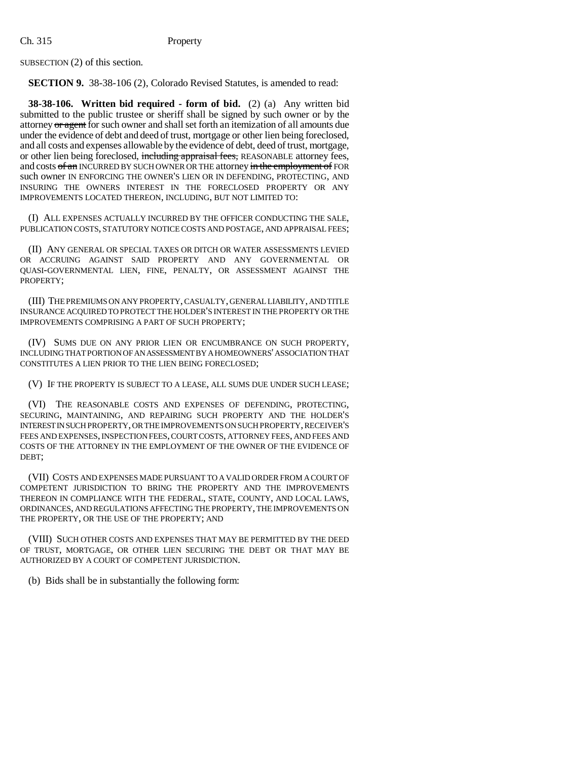SUBSECTION (2) of this section.

**SECTION 9.** 38-38-106 (2), Colorado Revised Statutes, is amended to read:

**38-38-106. Written bid required - form of bid.** (2) (a) Any written bid submitted to the public trustee or sheriff shall be signed by such owner or by the attorney ~~or agent~~ for such owner and shall set forth an itemization of all amounts due under the evidence of debt and deed of trust, mortgage or other lien being foreclosed, and all costs and expenses allowable by the evidence of debt, deed of trust, mortgage, or other lien being foreclosed, ~~including appraisal fees,~~ REASONABLE attorney fees, and costs ~~of an~~ INCURRED BY SUCH OWNER OR THE attorney ~~in the employment of~~ FOR such owner IN ENFORCING THE OWNER'S LIEN OR IN DEFENDING, PROTECTING, AND INSURING THE OWNERS INTEREST IN THE FORECLOSED PROPERTY OR ANY IMPROVEMENTS LOCATED THEREON, INCLUDING, BUT NOT LIMITED TO:

(I) ALL EXPENSES ACTUALLY INCURRED BY THE OFFICER CONDUCTING THE SALE, PUBLICATION COSTS, STATUTORY NOTICE COSTS AND POSTAGE, AND APPRAISAL FEES;

(II) ANY GENERAL OR SPECIAL TAXES OR DITCH OR WATER ASSESSMENTS LEVIED OR ACCRUING AGAINST SAID PROPERTY AND ANY GOVERNMENTAL OR QUASI-GOVERNMENTAL LIEN, FINE, PENALTY, OR ASSESSMENT AGAINST THE PROPERTY;

(III) THE PREMIUMS ON ANY PROPERTY, CASUALTY, GENERAL LIABILITY, AND TITLE INSURANCE ACQUIRED TO PROTECT THE HOLDER'S INTEREST IN THE PROPERTY OR THE IMPROVEMENTS COMPRISING A PART OF SUCH PROPERTY;

(IV) SUMS DUE ON ANY PRIOR LIEN OR ENCUMBRANCE ON SUCH PROPERTY, INCLUDING THAT PORTION OF AN ASSESSMENT BY A HOMEOWNERS' ASSOCIATION THAT CONSTITUTES A LIEN PRIOR TO THE LIEN BEING FORECLOSED;

(V) IF THE PROPERTY IS SUBJECT TO A LEASE, ALL SUMS DUE UNDER SUCH LEASE;

(VI) THE REASONABLE COSTS AND EXPENSES OF DEFENDING, PROTECTING, SECURING, MAINTAINING, AND REPAIRING SUCH PROPERTY AND THE HOLDER'S INTEREST IN SUCH PROPERTY, OR THE IMPROVEMENTS ON SUCH PROPERTY, RECEIVER'S FEES AND EXPENSES, INSPECTION FEES, COURT COSTS, ATTORNEY FEES, AND FEES AND COSTS OF THE ATTORNEY IN THE EMPLOYMENT OF THE OWNER OF THE EVIDENCE OF DEBT;

(VII) COSTS AND EXPENSES MADE PURSUANT TO A VALID ORDER FROM A COURT OF COMPETENT JURISDICTION TO BRING THE PROPERTY AND THE IMPROVEMENTS THEREON IN COMPLIANCE WITH THE FEDERAL, STATE, COUNTY, AND LOCAL LAWS, ORDINANCES, AND REGULATIONS AFFECTING THE PROPERTY, THE IMPROVEMENTS ON THE PROPERTY, OR THE USE OF THE PROPERTY; AND

(VIII) SUCH OTHER COSTS AND EXPENSES THAT MAY BE PERMITTED BY THE DEED OF TRUST, MORTGAGE, OR OTHER LIEN SECURING THE DEBT OR THAT MAY BE AUTHORIZED BY A COURT OF COMPETENT JURISDICTION.

(b) Bids shall be in substantially the following form: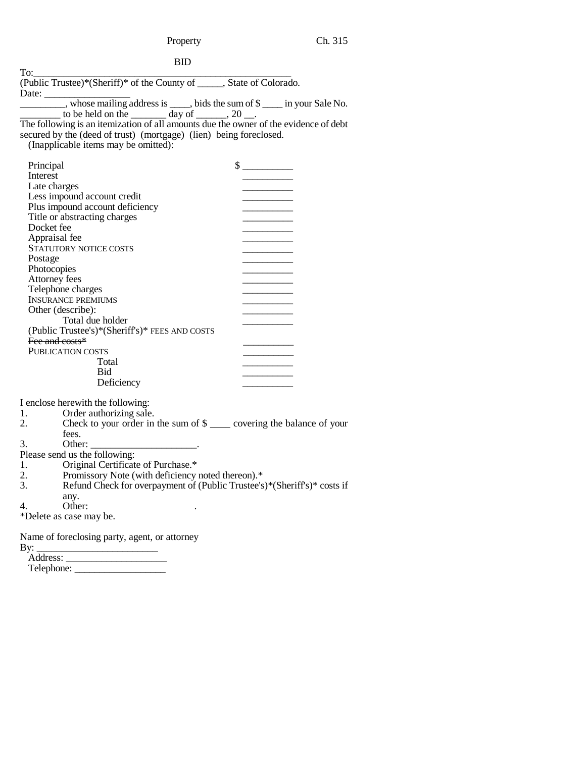BID

To:\_\_\_\_\_\_\_\_\_\_\_\_\_\_\_\_\_\_\_\_\_\_\_\_\_\_\_\_\_\_\_\_\_\_\_\_\_\_\_\_\_\_\_\_\_\_\_\_\_\_\_
(Public Trustee)*(Sheriff)* of the County of \_\_\_\_\_, State of Colorado.
Date: \_\_\_\_\_\_\_\_\_\_\_\_\_\_\_\_\_

\_\_\_\_\_\_\_\_\_, whose mailing address is \_\_\_\_, bids the sum of $ \_\_\_\_ in your Sale No. \_\_\_\_\_\_\_\_ to be held on the \_\_\_\_\_\_\_ day of \_\_\_\_\_\_, 20 \_\_.

The following is an itemization of all amounts due the owner of the evidence of debt secured by the (deed of trust) (mortgage) (lien) being foreclosed.
(Inapplicable items may be omitted):

| | |
|---|---|
| Principal | $ \_\_\_\_\_\_\_\_\_\_ |
| Interest | \_\_\_\_\_\_\_\_\_\_ |
| Late charges | \_\_\_\_\_\_\_\_\_\_ |
| Less impound account credit | \_\_\_\_\_\_\_\_\_\_ |
| Plus impound account deficiency | \_\_\_\_\_\_\_\_\_\_ |
| Title or abstracting charges | \_\_\_\_\_\_\_\_\_\_ |
| Docket fee | \_\_\_\_\_\_\_\_\_\_ |
| Appraisal fee | \_\_\_\_\_\_\_\_\_\_ |
| STATUTORY NOTICE COSTS | \_\_\_\_\_\_\_\_\_\_ |
| Postage | \_\_\_\_\_\_\_\_\_\_ |
| Photocopies | \_\_\_\_\_\_\_\_\_\_ |
| Attorney fees | \_\_\_\_\_\_\_\_\_\_ |
| Telephone charges | \_\_\_\_\_\_\_\_\_\_ |
| INSURANCE PREMIUMS | \_\_\_\_\_\_\_\_\_\_ |
| Other (describe): | \_\_\_\_\_\_\_\_\_\_ |
| Total due holder | \_\_\_\_\_\_\_\_\_\_ |
| (Public Trustee's)*(Sheriff's)* FEES AND COSTS ~~Fee and costs*~~ | \_\_\_\_\_\_\_\_\_\_ |
| PUBLICATION COSTS | \_\_\_\_\_\_\_\_\_\_ |
| Total | \_\_\_\_\_\_\_\_\_\_ |
| Bid | \_\_\_\_\_\_\_\_\_\_ |
| Deficiency | \_\_\_\_\_\_\_\_\_\_ |

I enclose herewith the following:

1. Order authorizing sale.
2. Check to your order in the sum of $ \_\_\_\_ covering the balance of your fees.
3. Other: \_\_\_\_\_\_\_\_\_\_\_\_\_\_\_\_\_\_\_\_\_.

Please send us the following:

1. Original Certificate of Purchase.*
2. Promissory Note (with deficiency noted thereon).*
3. Refund Check for overpayment of (Public Trustee's)*(Sheriff's)* costs if any.
4. Other: .

*Delete as case may be.

Name of foreclosing party, agent, or attorney
By: \_\_\_\_\_\_\_\_\_\_\_\_\_\_\_\_\_\_\_\_\_\_\_\_\_
Address: \_\_\_\_\_\_\_\_\_\_\_\_\_\_\_\_\_\_\_\_
Telephone: \_\_\_\_\_\_\_\_\_\_\_\_\_\_\_\_\_\_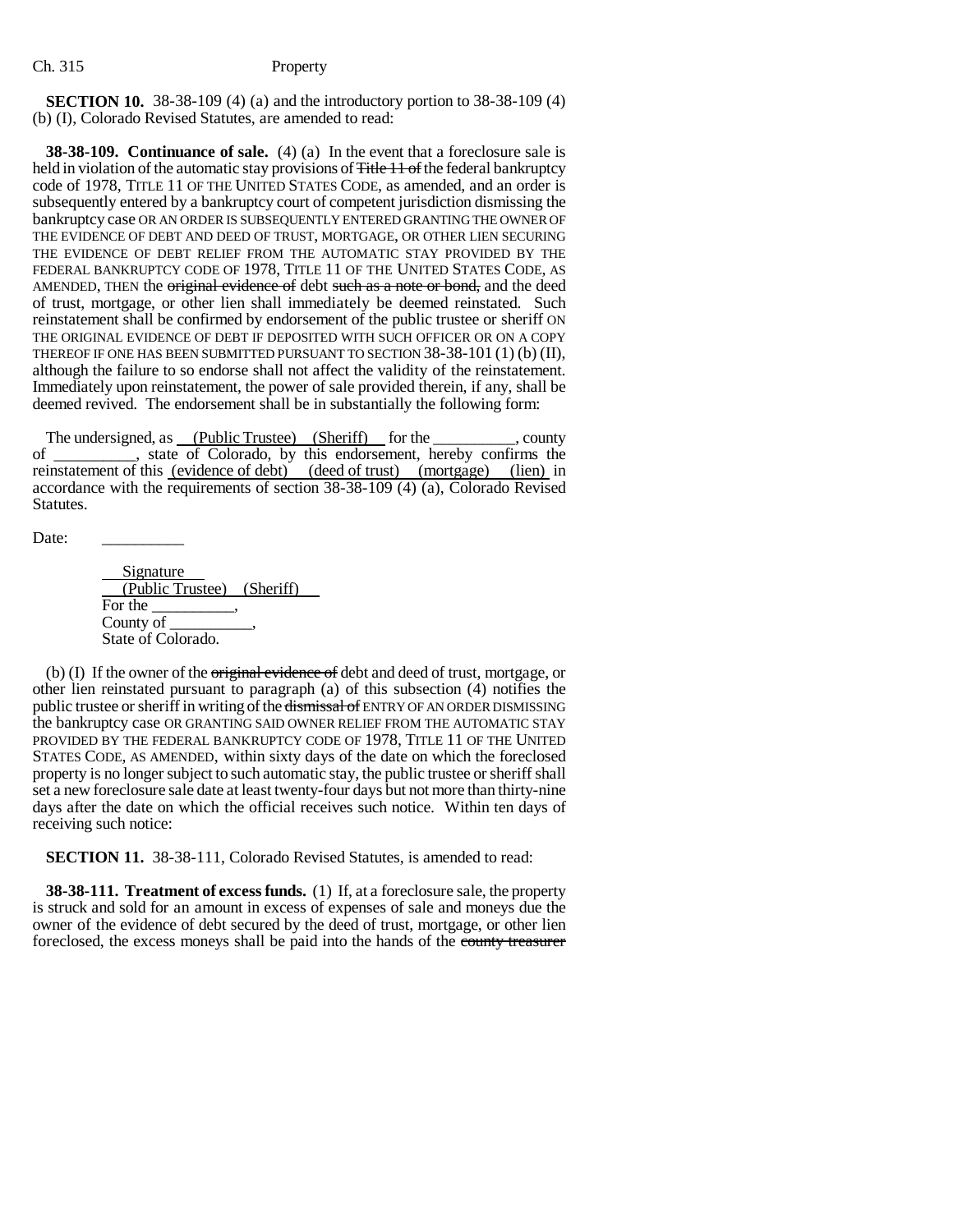**SECTION 10.** 38-38-109 (4) (a) and the introductory portion to 38-38-109 (4) (b) (I), Colorado Revised Statutes, are amended to read:

**38-38-109. Continuance of sale.** (4) (a) In the event that a foreclosure sale is held in violation of the automatic stay provisions of ~~Title 11 of~~ the federal bankruptcy code of 1978, TITLE 11 OF THE UNITED STATES CODE, as amended, and an order is subsequently entered by a bankruptcy court of competent jurisdiction dismissing the bankruptcy case OR AN ORDER IS SUBSEQUENTLY ENTERED GRANTING THE OWNER OF THE EVIDENCE OF DEBT AND DEED OF TRUST, MORTGAGE, OR OTHER LIEN SECURING THE EVIDENCE OF DEBT RELIEF FROM THE AUTOMATIC STAY PROVIDED BY THE FEDERAL BANKRUPTCY CODE OF 1978, TITLE 11 OF THE UNITED STATES CODE, AS AMENDED, THEN the ~~original evidence of~~ debt ~~such as a note or bond,~~ and the deed of trust, mortgage, or other lien shall immediately be deemed reinstated. Such reinstatement shall be confirmed by endorsement of the public trustee or sheriff ON THE ORIGINAL EVIDENCE OF DEBT IF DEPOSITED WITH SUCH OFFICER OR ON A COPY THEREOF IF ONE HAS BEEN SUBMITTED PURSUANT TO SECTION 38-38-101 (1) (b) (II), although the failure to so endorse shall not affect the validity of the reinstatement. Immediately upon reinstatement, the power of sale provided therein, if any, shall be deemed revived. The endorsement shall be in substantially the following form:

The undersigned, as (Public Trustee) (Sheriff) for the __________, county of __________, state of Colorado, by this endorsement, hereby confirms the reinstatement of this (evidence of debt) (deed of trust) (mortgage) (lien) in accordance with the requirements of section 38-38-109 (4) (a), Colorado Revised Statutes.

Date: __________

Signature
(Public Trustee) (Sheriff)
For the __________,
County of __________,
State of Colorado.

(b) (I) If the owner of the ~~original evidence of~~ debt and deed of trust, mortgage, or other lien reinstated pursuant to paragraph (a) of this subsection (4) notifies the public trustee or sheriff in writing of the ~~dismissal of~~ ENTRY OF AN ORDER DISMISSING the bankruptcy case OR GRANTING SAID OWNER RELIEF FROM THE AUTOMATIC STAY PROVIDED BY THE FEDERAL BANKRUPTCY CODE OF 1978, TITLE 11 OF THE UNITED STATES CODE, AS AMENDED, within sixty days of the date on which the foreclosed property is no longer subject to such automatic stay, the public trustee or sheriff shall set a new foreclosure sale date at least twenty-four days but not more than thirty-nine days after the date on which the official receives such notice. Within ten days of receiving such notice:

**SECTION 11.** 38-38-111, Colorado Revised Statutes, is amended to read:

**38-38-111. Treatment of excess funds.** (1) If, at a foreclosure sale, the property is struck and sold for an amount in excess of expenses of sale and moneys due the owner of the evidence of debt secured by the deed of trust, mortgage, or other lien foreclosed, the excess moneys shall be paid into the hands of the ~~county treasurer~~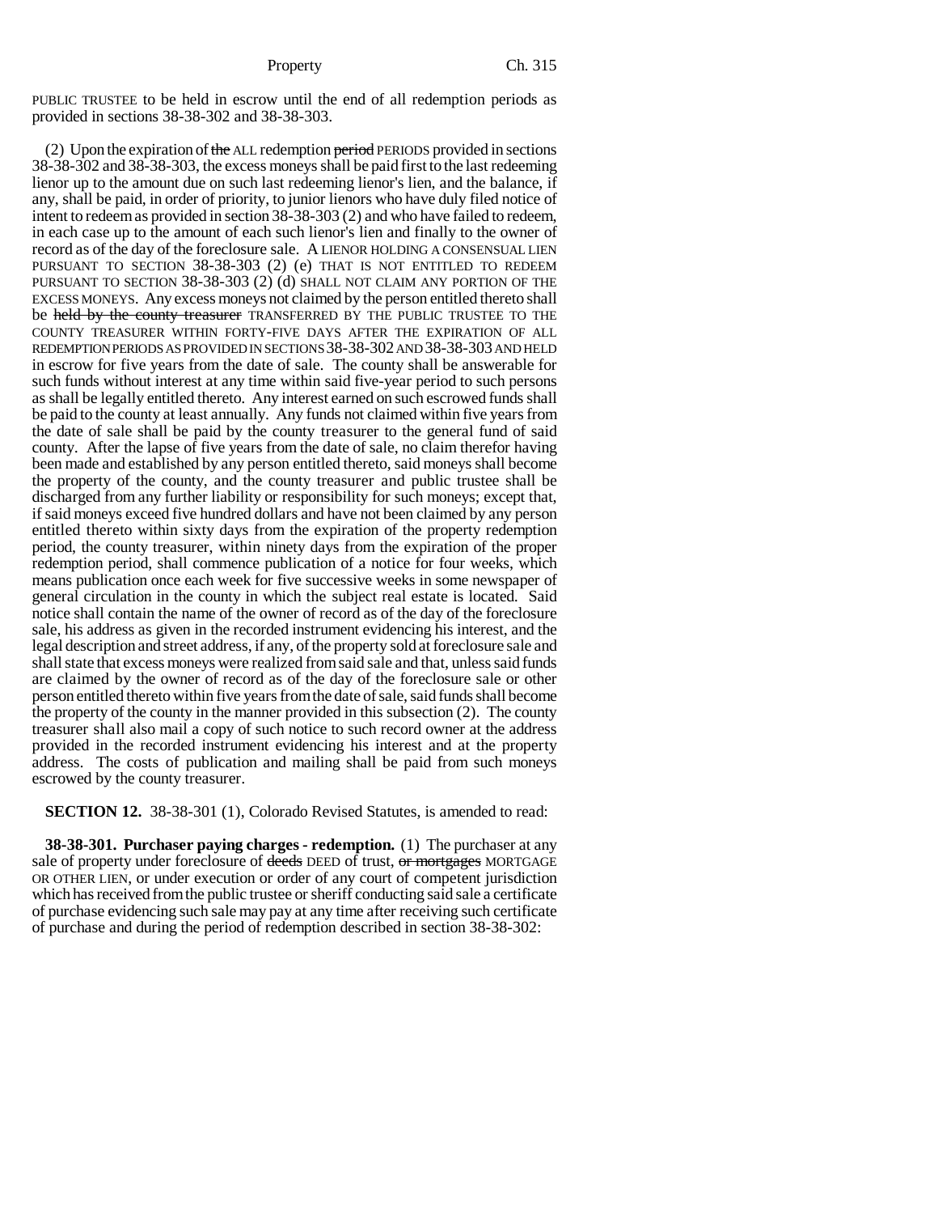PUBLIC TRUSTEE to be held in escrow until the end of all redemption periods as provided in sections 38-38-302 and 38-38-303.

(2) Upon the expiration of ~~the~~ ALL redemption ~~period~~ PERIODS provided in sections 38-38-302 and 38-38-303, the excess moneys shall be paid first to the last redeeming lienor up to the amount due on such last redeeming lienor's lien, and the balance, if any, shall be paid, in order of priority, to junior lienors who have duly filed notice of intent to redeem as provided in section 38-38-303 (2) and who have failed to redeem, in each case up to the amount of each such lienor's lien and finally to the owner of record as of the day of the foreclosure sale. A LIENOR HOLDING A CONSENSUAL LIEN PURSUANT TO SECTION 38-38-303 (2) (e) THAT IS NOT ENTITLED TO REDEEM PURSUANT TO SECTION 38-38-303 (2) (d) SHALL NOT CLAIM ANY PORTION OF THE EXCESS MONEYS. Any excess moneys not claimed by the person entitled thereto shall be ~~held by the county treasurer~~ TRANSFERRED BY THE PUBLIC TRUSTEE TO THE COUNTY TREASURER WITHIN FORTY-FIVE DAYS AFTER THE EXPIRATION OF ALL REDEMPTION PERIODS AS PROVIDED IN SECTIONS 38-38-302 AND 38-38-303 AND HELD in escrow for five years from the date of sale. The county shall be answerable for such funds without interest at any time within said five-year period to such persons as shall be legally entitled thereto. Any interest earned on such escrowed funds shall be paid to the county at least annually. Any funds not claimed within five years from the date of sale shall be paid by the county treasurer to the general fund of said county. After the lapse of five years from the date of sale, no claim therefor having been made and established by any person entitled thereto, said moneys shall become the property of the county, and the county treasurer and public trustee shall be discharged from any further liability or responsibility for such moneys; except that, if said moneys exceed five hundred dollars and have not been claimed by any person entitled thereto within sixty days from the expiration of the property redemption period, the county treasurer, within ninety days from the expiration of the proper redemption period, shall commence publication of a notice for four weeks, which means publication once each week for five successive weeks in some newspaper of general circulation in the county in which the subject real estate is located. Said notice shall contain the name of the owner of record as of the day of the foreclosure sale, his address as given in the recorded instrument evidencing his interest, and the legal description and street address, if any, of the property sold at foreclosure sale and shall state that excess moneys were realized from said sale and that, unless said funds are claimed by the owner of record as of the day of the foreclosure sale or other person entitled thereto within five years from the date of sale, said funds shall become the property of the county in the manner provided in this subsection (2). The county treasurer shall also mail a copy of such notice to such record owner at the address provided in the recorded instrument evidencing his interest and at the property address. The costs of publication and mailing shall be paid from such moneys escrowed by the county treasurer.

**SECTION 12.** 38-38-301 (1), Colorado Revised Statutes, is amended to read:

**38-38-301. Purchaser paying charges - redemption.** (1) The purchaser at any sale of property under foreclosure of ~~deeds~~ DEED of trust, ~~or mortgages~~ MORTGAGE OR OTHER LIEN, or under execution or order of any court of competent jurisdiction which has received from the public trustee or sheriff conducting said sale a certificate of purchase evidencing such sale may pay at any time after receiving such certificate of purchase and during the period of redemption described in section 38-38-302: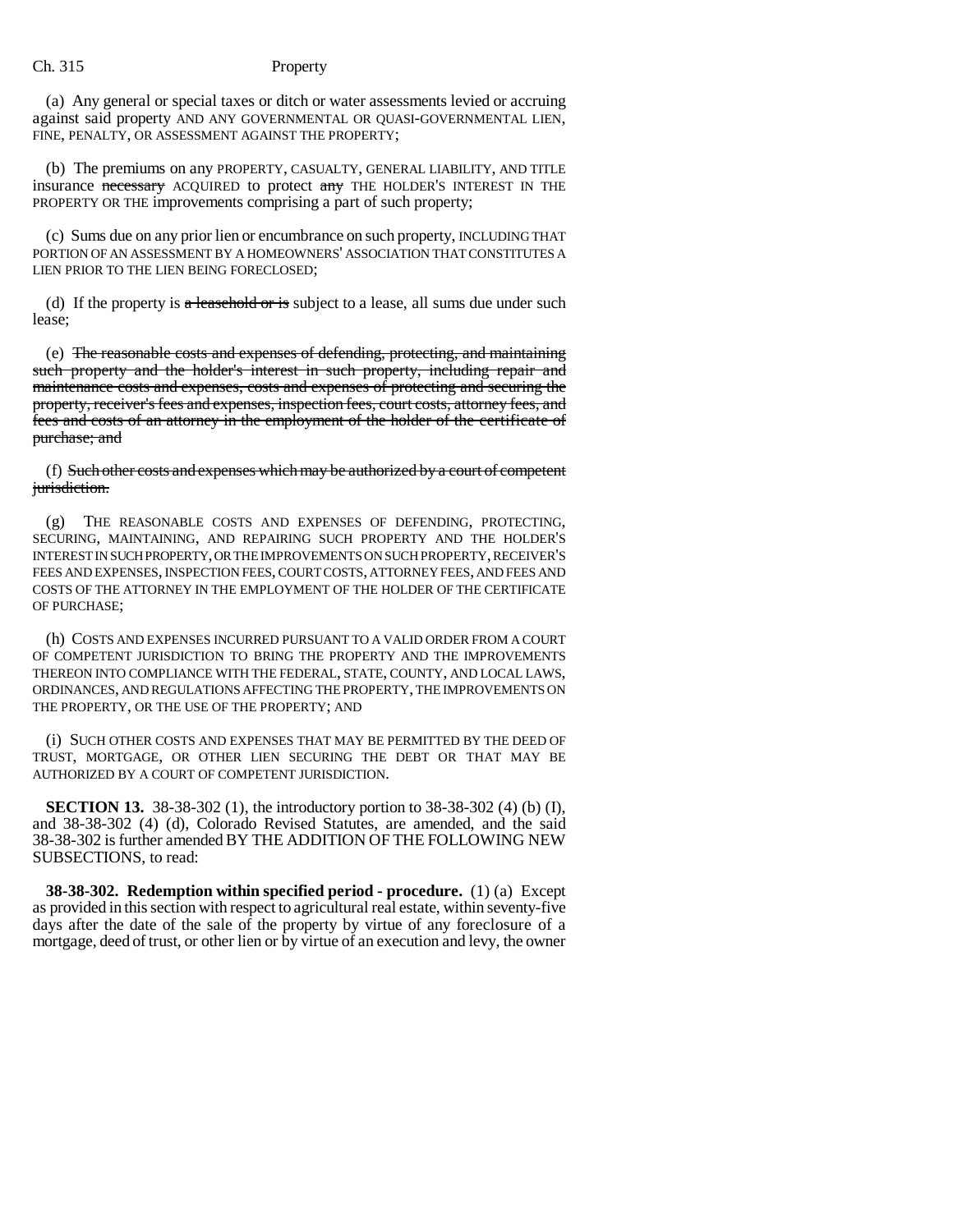(a) Any general or special taxes or ditch or water assessments levied or accruing against said property AND ANY GOVERNMENTAL OR QUASI-GOVERNMENTAL LIEN, FINE, PENALTY, OR ASSESSMENT AGAINST THE PROPERTY;

(b) The premiums on any PROPERTY, CASUALTY, GENERAL LIABILITY, AND TITLE insurance ~~necessary~~ ACQUIRED to protect ~~any~~ THE HOLDER'S INTEREST IN THE PROPERTY OR THE improvements comprising a part of such property;

(c) Sums due on any prior lien or encumbrance on such property, INCLUDING THAT PORTION OF AN ASSESSMENT BY A HOMEOWNERS' ASSOCIATION THAT CONSTITUTES A LIEN PRIOR TO THE LIEN BEING FORECLOSED;

(d) If the property is ~~a leasehold or is~~ subject to a lease, all sums due under such lease;

(e) ~~The reasonable costs and expenses of defending, protecting, and maintaining such property and the holder's interest in such property, including repair and maintenance costs and expenses, costs and expenses of protecting and securing the property, receiver's fees and expenses, inspection fees, court costs, attorney fees, and fees and costs of an attorney in the employment of the holder of the certificate of purchase; and~~

(f) ~~Such other costs and expenses which may be authorized by a court of competent jurisdiction.~~

(g) THE REASONABLE COSTS AND EXPENSES OF DEFENDING, PROTECTING, SECURING, MAINTAINING, AND REPAIRING SUCH PROPERTY AND THE HOLDER'S INTEREST IN SUCH PROPERTY, OR THE IMPROVEMENTS ON SUCH PROPERTY, RECEIVER'S FEES AND EXPENSES, INSPECTION FEES, COURT COSTS, ATTORNEY FEES, AND FEES AND COSTS OF THE ATTORNEY IN THE EMPLOYMENT OF THE HOLDER OF THE CERTIFICATE OF PURCHASE;

(h) COSTS AND EXPENSES INCURRED PURSUANT TO A VALID ORDER FROM A COURT OF COMPETENT JURISDICTION TO BRING THE PROPERTY AND THE IMPROVEMENTS THEREON INTO COMPLIANCE WITH THE FEDERAL, STATE, COUNTY, AND LOCAL LAWS, ORDINANCES, AND REGULATIONS AFFECTING THE PROPERTY, THE IMPROVEMENTS ON THE PROPERTY, OR THE USE OF THE PROPERTY; AND

(i) SUCH OTHER COSTS AND EXPENSES THAT MAY BE PERMITTED BY THE DEED OF TRUST, MORTGAGE, OR OTHER LIEN SECURING THE DEBT OR THAT MAY BE AUTHORIZED BY A COURT OF COMPETENT JURISDICTION.

**SECTION 13.** 38-38-302 (1), the introductory portion to 38-38-302 (4) (b) (I), and 38-38-302 (4) (d), Colorado Revised Statutes, are amended, and the said 38-38-302 is further amended BY THE ADDITION OF THE FOLLOWING NEW SUBSECTIONS, to read:

**38-38-302. Redemption within specified period - procedure.** (1) (a) Except as provided in this section with respect to agricultural real estate, within seventy-five days after the date of the sale of the property by virtue of any foreclosure of a mortgage, deed of trust, or other lien or by virtue of an execution and levy, the owner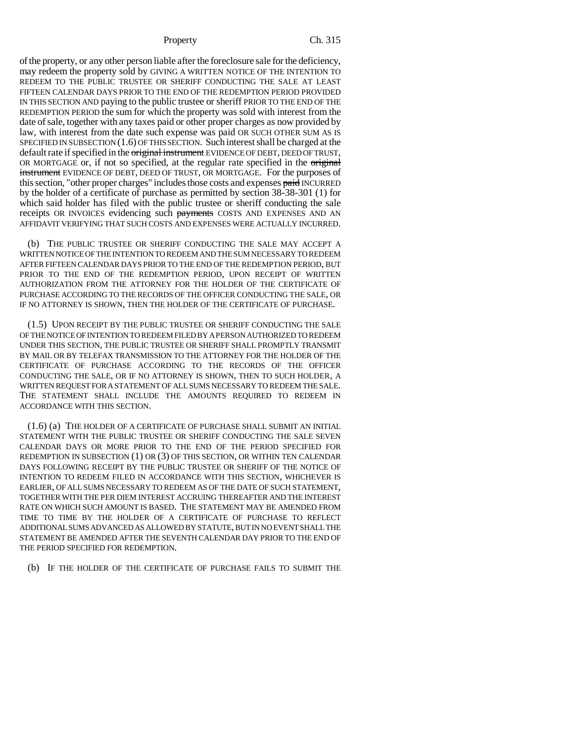of the property, or any other person liable after the foreclosure sale for the deficiency, may redeem the property sold by GIVING A WRITTEN NOTICE OF THE INTENTION TO REDEEM TO THE PUBLIC TRUSTEE OR SHERIFF CONDUCTING THE SALE AT LEAST FIFTEEN CALENDAR DAYS PRIOR TO THE END OF THE REDEMPTION PERIOD PROVIDED IN THIS SECTION AND paying to the public trustee or sheriff PRIOR TO THE END OF THE REDEMPTION PERIOD the sum for which the property was sold with interest from the date of sale, together with any taxes paid or other proper charges as now provided by law, with interest from the date such expense was paid OR SUCH OTHER SUM AS IS SPECIFIED IN SUBSECTION (1.6) OF THIS SECTION. Such interest shall be charged at the default rate if specified in the ~~original instrument~~ EVIDENCE OF DEBT, DEED OF TRUST, OR MORTGAGE or, if not so specified, at the regular rate specified in the ~~original instrument~~ EVIDENCE OF DEBT, DEED OF TRUST, OR MORTGAGE. For the purposes of this section, "other proper charges" includes those costs and expenses ~~paid~~ INCURRED by the holder of a certificate of purchase as permitted by section 38-38-301 (1) for which said holder has filed with the public trustee or sheriff conducting the sale receipts OR INVOICES evidencing such ~~payments~~ COSTS AND EXPENSES AND AN AFFIDAVIT VERIFYING THAT SUCH COSTS AND EXPENSES WERE ACTUALLY INCURRED.

(b) THE PUBLIC TRUSTEE OR SHERIFF CONDUCTING THE SALE MAY ACCEPT A WRITTEN NOTICE OF THE INTENTION TO REDEEM AND THE SUM NECESSARY TO REDEEM AFTER FIFTEEN CALENDAR DAYS PRIOR TO THE END OF THE REDEMPTION PERIOD, BUT PRIOR TO THE END OF THE REDEMPTION PERIOD, UPON RECEIPT OF WRITTEN AUTHORIZATION FROM THE ATTORNEY FOR THE HOLDER OF THE CERTIFICATE OF PURCHASE ACCORDING TO THE RECORDS OF THE OFFICER CONDUCTING THE SALE, OR IF NO ATTORNEY IS SHOWN, THEN THE HOLDER OF THE CERTIFICATE OF PURCHASE.

(1.5) UPON RECEIPT BY THE PUBLIC TRUSTEE OR SHERIFF CONDUCTING THE SALE OF THE NOTICE OF INTENTION TO REDEEM FILED BY A PERSON AUTHORIZED TO REDEEM UNDER THIS SECTION, THE PUBLIC TRUSTEE OR SHERIFF SHALL PROMPTLY TRANSMIT BY MAIL OR BY TELEFAX TRANSMISSION TO THE ATTORNEY FOR THE HOLDER OF THE CERTIFICATE OF PURCHASE ACCORDING TO THE RECORDS OF THE OFFICER CONDUCTING THE SALE, OR IF NO ATTORNEY IS SHOWN, THEN TO SUCH HOLDER, A WRITTEN REQUEST FOR A STATEMENT OF ALL SUMS NECESSARY TO REDEEM THE SALE. THE STATEMENT SHALL INCLUDE THE AMOUNTS REQUIRED TO REDEEM IN ACCORDANCE WITH THIS SECTION.

(1.6) (a) THE HOLDER OF A CERTIFICATE OF PURCHASE SHALL SUBMIT AN INITIAL STATEMENT WITH THE PUBLIC TRUSTEE OR SHERIFF CONDUCTING THE SALE SEVEN CALENDAR DAYS OR MORE PRIOR TO THE END OF THE PERIOD SPECIFIED FOR REDEMPTION IN SUBSECTION (1) OR (3) OF THIS SECTION, OR WITHIN TEN CALENDAR DAYS FOLLOWING RECEIPT BY THE PUBLIC TRUSTEE OR SHERIFF OF THE NOTICE OF INTENTION TO REDEEM FILED IN ACCORDANCE WITH THIS SECTION, WHICHEVER IS EARLIER, OF ALL SUMS NECESSARY TO REDEEM AS OF THE DATE OF SUCH STATEMENT, TOGETHER WITH THE PER DIEM INTEREST ACCRUING THEREAFTER AND THE INTEREST RATE ON WHICH SUCH AMOUNT IS BASED. THE STATEMENT MAY BE AMENDED FROM TIME TO TIME BY THE HOLDER OF A CERTIFICATE OF PURCHASE TO REFLECT ADDITIONAL SUMS ADVANCED AS ALLOWED BY STATUTE, BUT IN NO EVENT SHALL THE STATEMENT BE AMENDED AFTER THE SEVENTH CALENDAR DAY PRIOR TO THE END OF THE PERIOD SPECIFIED FOR REDEMPTION.

(b) IF THE HOLDER OF THE CERTIFICATE OF PURCHASE FAILS TO SUBMIT THE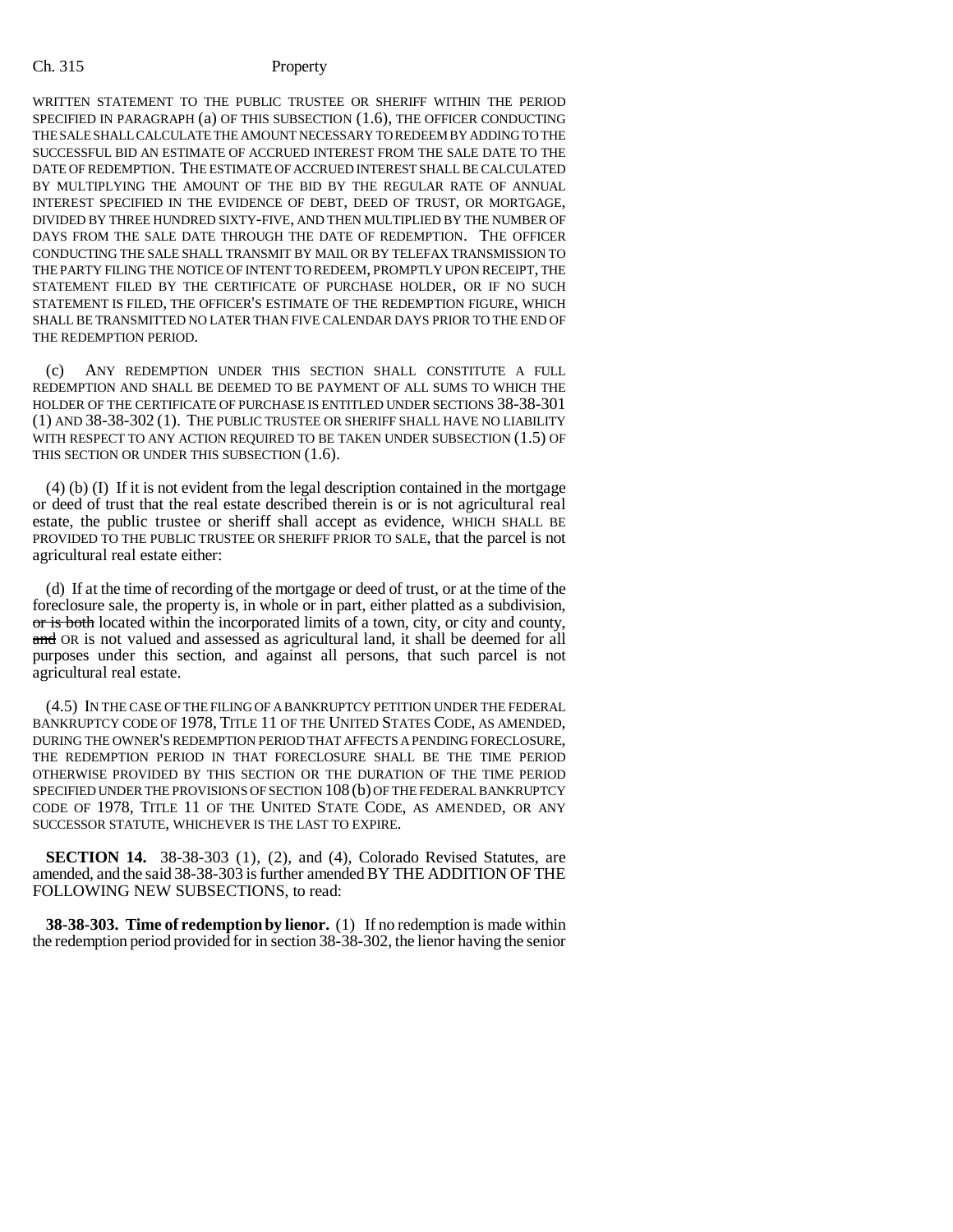WRITTEN STATEMENT TO THE PUBLIC TRUSTEE OR SHERIFF WITHIN THE PERIOD SPECIFIED IN PARAGRAPH (a) OF THIS SUBSECTION (1.6), THE OFFICER CONDUCTING THE SALE SHALL CALCULATE THE AMOUNT NECESSARY TO REDEEM BY ADDING TO THE SUCCESSFUL BID AN ESTIMATE OF ACCRUED INTEREST FROM THE SALE DATE TO THE DATE OF REDEMPTION. THE ESTIMATE OF ACCRUED INTEREST SHALL BE CALCULATED BY MULTIPLYING THE AMOUNT OF THE BID BY THE REGULAR RATE OF ANNUAL INTEREST SPECIFIED IN THE EVIDENCE OF DEBT, DEED OF TRUST, OR MORTGAGE, DIVIDED BY THREE HUNDRED SIXTY-FIVE, AND THEN MULTIPLIED BY THE NUMBER OF DAYS FROM THE SALE DATE THROUGH THE DATE OF REDEMPTION. THE OFFICER CONDUCTING THE SALE SHALL TRANSMIT BY MAIL OR BY TELEFAX TRANSMISSION TO THE PARTY FILING THE NOTICE OF INTENT TO REDEEM, PROMPTLY UPON RECEIPT, THE STATEMENT FILED BY THE CERTIFICATE OF PURCHASE HOLDER, OR IF NO SUCH STATEMENT IS FILED, THE OFFICER'S ESTIMATE OF THE REDEMPTION FIGURE, WHICH SHALL BE TRANSMITTED NO LATER THAN FIVE CALENDAR DAYS PRIOR TO THE END OF THE REDEMPTION PERIOD.

(c) ANY REDEMPTION UNDER THIS SECTION SHALL CONSTITUTE A FULL REDEMPTION AND SHALL BE DEEMED TO BE PAYMENT OF ALL SUMS TO WHICH THE HOLDER OF THE CERTIFICATE OF PURCHASE IS ENTITLED UNDER SECTIONS 38-38-301 (1) AND 38-38-302 (1). THE PUBLIC TRUSTEE OR SHERIFF SHALL HAVE NO LIABILITY WITH RESPECT TO ANY ACTION REQUIRED TO BE TAKEN UNDER SUBSECTION (1.5) OF THIS SECTION OR UNDER THIS SUBSECTION (1.6).

(4) (b) (I) If it is not evident from the legal description contained in the mortgage or deed of trust that the real estate described therein is or is not agricultural real estate, the public trustee or sheriff shall accept as evidence, WHICH SHALL BE PROVIDED TO THE PUBLIC TRUSTEE OR SHERIFF PRIOR TO SALE, that the parcel is not agricultural real estate either:

(d) If at the time of recording of the mortgage or deed of trust, or at the time of the foreclosure sale, the property is, in whole or in part, either platted as a subdivision, ~~or is both~~ located within the incorporated limits of a town, city, or city and county, ~~and~~ OR is not valued and assessed as agricultural land, it shall be deemed for all purposes under this section, and against all persons, that such parcel is not agricultural real estate.

(4.5) IN THE CASE OF THE FILING OF A BANKRUPTCY PETITION UNDER THE FEDERAL BANKRUPTCY CODE OF 1978, TITLE 11 OF THE UNITED STATES CODE, AS AMENDED, DURING THE OWNER'S REDEMPTION PERIOD THAT AFFECTS A PENDING FORECLOSURE, THE REDEMPTION PERIOD IN THAT FORECLOSURE SHALL BE THE TIME PERIOD OTHERWISE PROVIDED BY THIS SECTION OR THE DURATION OF THE TIME PERIOD SPECIFIED UNDER THE PROVISIONS OF SECTION 108 (b) OF THE FEDERAL BANKRUPTCY CODE OF 1978, TITLE 11 OF THE UNITED STATE CODE, AS AMENDED, OR ANY SUCCESSOR STATUTE, WHICHEVER IS THE LAST TO EXPIRE.

**SECTION 14.** 38-38-303 (1), (2), and (4), Colorado Revised Statutes, are amended, and the said 38-38-303 is further amended BY THE ADDITION OF THE FOLLOWING NEW SUBSECTIONS, to read:

**38-38-303. Time of redemption by lienor.** (1) If no redemption is made within the redemption period provided for in section 38-38-302, the lienor having the senior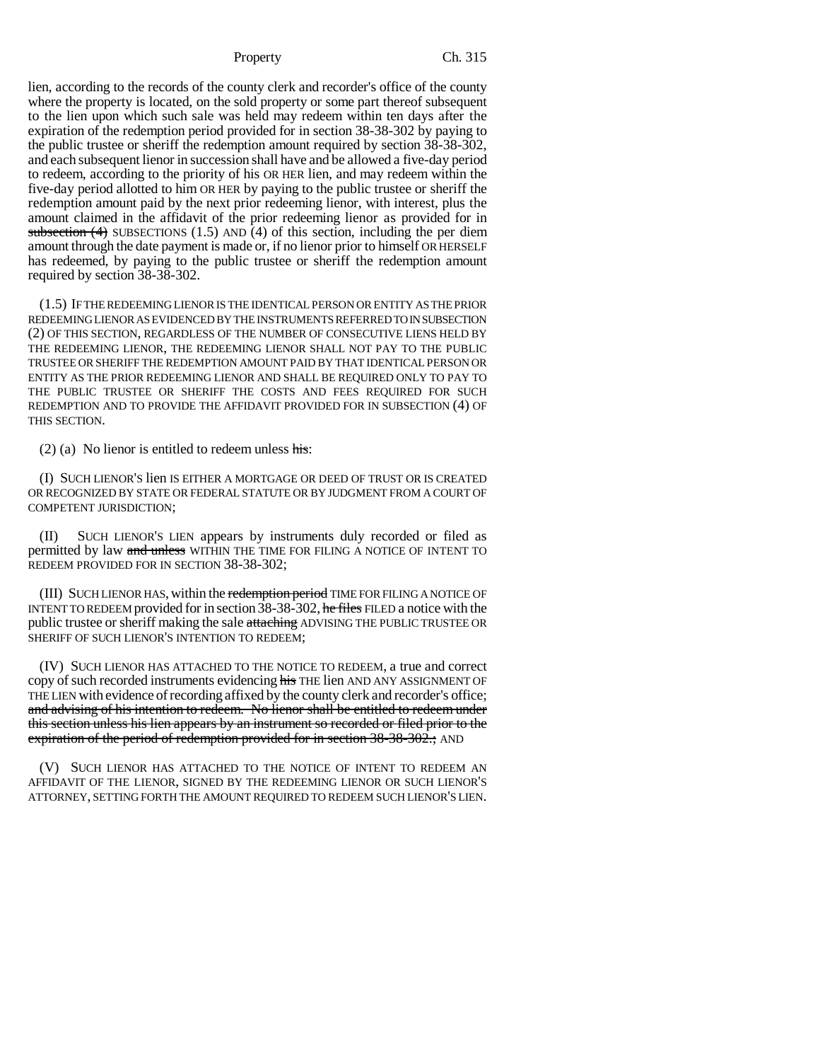lien, according to the records of the county clerk and recorder's office of the county where the property is located, on the sold property or some part thereof subsequent to the lien upon which such sale was held may redeem within ten days after the expiration of the redemption period provided for in section 38-38-302 by paying to the public trustee or sheriff the redemption amount required by section 38-38-302, and each subsequent lienor in succession shall have and be allowed a five-day period to redeem, according to the priority of his OR HER lien, and may redeem within the five-day period allotted to him OR HER by paying to the public trustee or sheriff the redemption amount paid by the next prior redeeming lienor, with interest, plus the amount claimed in the affidavit of the prior redeeming lienor as provided for in ~~subsection (4)~~ SUBSECTIONS (1.5) AND (4) of this section, including the per diem amount through the date payment is made or, if no lienor prior to himself OR HERSELF has redeemed, by paying to the public trustee or sheriff the redemption amount required by section 38-38-302.

(1.5) IF THE REDEEMING LIENOR IS THE IDENTICAL PERSON OR ENTITY AS THE PRIOR REDEEMING LIENOR AS EVIDENCED BY THE INSTRUMENTS REFERRED TO IN SUBSECTION (2) OF THIS SECTION, REGARDLESS OF THE NUMBER OF CONSECUTIVE LIENS HELD BY THE REDEEMING LIENOR, THE REDEEMING LIENOR SHALL NOT PAY TO THE PUBLIC TRUSTEE OR SHERIFF THE REDEMPTION AMOUNT PAID BY THAT IDENTICAL PERSON OR ENTITY AS THE PRIOR REDEEMING LIENOR AND SHALL BE REQUIRED ONLY TO PAY TO THE PUBLIC TRUSTEE OR SHERIFF THE COSTS AND FEES REQUIRED FOR SUCH REDEMPTION AND TO PROVIDE THE AFFIDAVIT PROVIDED FOR IN SUBSECTION (4) OF THIS SECTION.

(2) (a) No lienor is entitled to redeem unless ~~his~~:

(I) SUCH LIENOR'S lien IS EITHER A MORTGAGE OR DEED OF TRUST OR IS CREATED OR RECOGNIZED BY STATE OR FEDERAL STATUTE OR BY JUDGMENT FROM A COURT OF COMPETENT JURISDICTION;

(II) SUCH LIENOR'S LIEN appears by instruments duly recorded or filed as permitted by law ~~and unless~~ WITHIN THE TIME FOR FILING A NOTICE OF INTENT TO REDEEM PROVIDED FOR IN SECTION 38-38-302;

(III) SUCH LIENOR HAS, within the ~~redemption period~~ TIME FOR FILING A NOTICE OF INTENT TO REDEEM provided for in section 38-38-302, ~~he files~~ FILED a notice with the public trustee or sheriff making the sale ~~attaching~~ ADVISING THE PUBLIC TRUSTEE OR SHERIFF OF SUCH LIENOR'S INTENTION TO REDEEM;

(IV) SUCH LIENOR HAS ATTACHED TO THE NOTICE TO REDEEM, a true and correct copy of such recorded instruments evidencing ~~his~~ THE lien AND ANY ASSIGNMENT OF THE LIEN with evidence of recording affixed by the county clerk and recorder's office; ~~and advising of his intention to redeem. No lienor shall be entitled to redeem under this section unless his lien appears by an instrument so recorded or filed prior to the expiration of the period of redemption provided for in section 38-38-302.~~; AND

(V) SUCH LIENOR HAS ATTACHED TO THE NOTICE OF INTENT TO REDEEM AN AFFIDAVIT OF THE LIENOR, SIGNED BY THE REDEEMING LIENOR OR SUCH LIENOR'S ATTORNEY, SETTING FORTH THE AMOUNT REQUIRED TO REDEEM SUCH LIENOR'S LIEN.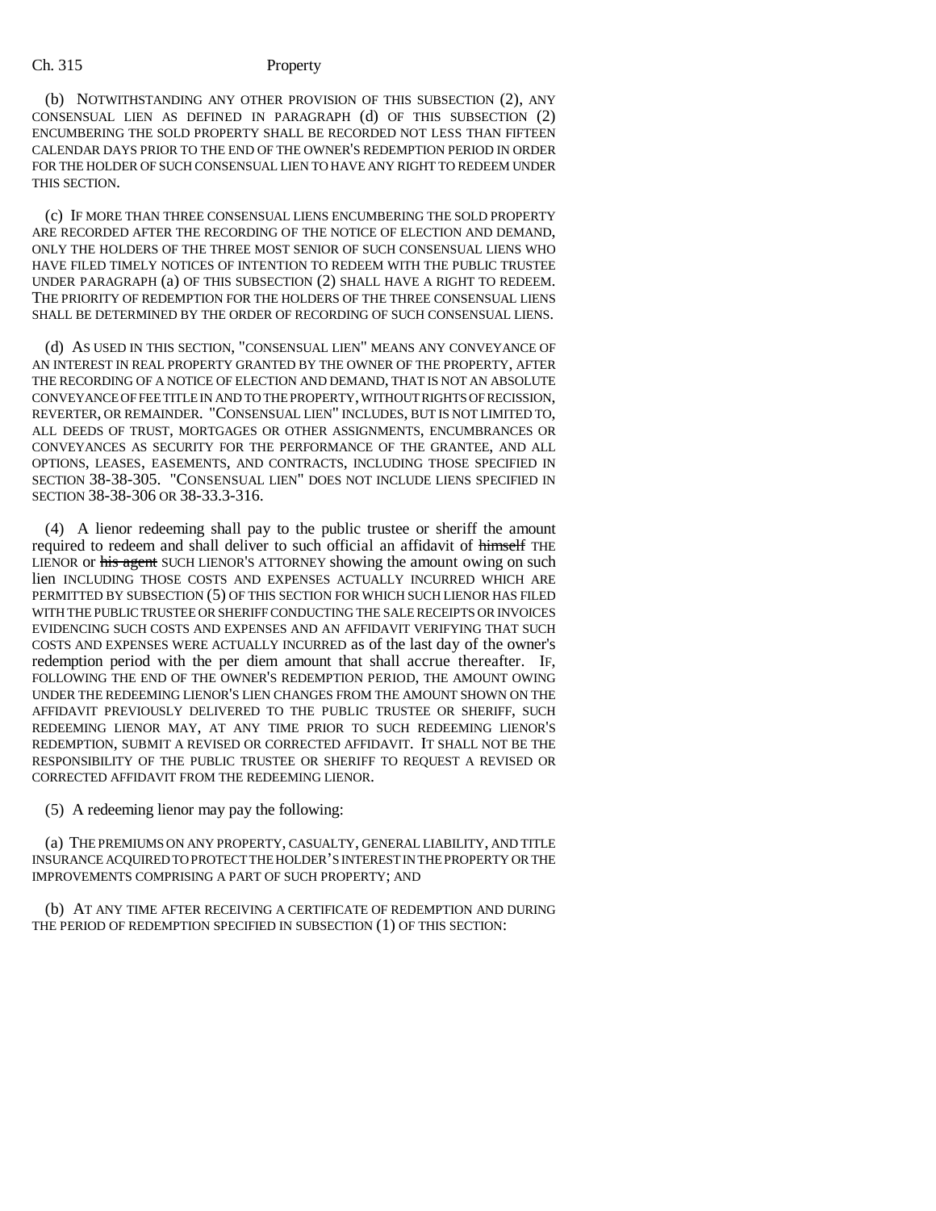(b) NOTWITHSTANDING ANY OTHER PROVISION OF THIS SUBSECTION (2), ANY CONSENSUAL LIEN AS DEFINED IN PARAGRAPH (d) OF THIS SUBSECTION (2) ENCUMBERING THE SOLD PROPERTY SHALL BE RECORDED NOT LESS THAN FIFTEEN CALENDAR DAYS PRIOR TO THE END OF THE OWNER'S REDEMPTION PERIOD IN ORDER FOR THE HOLDER OF SUCH CONSENSUAL LIEN TO HAVE ANY RIGHT TO REDEEM UNDER THIS SECTION.

(c) IF MORE THAN THREE CONSENSUAL LIENS ENCUMBERING THE SOLD PROPERTY ARE RECORDED AFTER THE RECORDING OF THE NOTICE OF ELECTION AND DEMAND, ONLY THE HOLDERS OF THE THREE MOST SENIOR OF SUCH CONSENSUAL LIENS WHO HAVE FILED TIMELY NOTICES OF INTENTION TO REDEEM WITH THE PUBLIC TRUSTEE UNDER PARAGRAPH (a) OF THIS SUBSECTION (2) SHALL HAVE A RIGHT TO REDEEM. THE PRIORITY OF REDEMPTION FOR THE HOLDERS OF THE THREE CONSENSUAL LIENS SHALL BE DETERMINED BY THE ORDER OF RECORDING OF SUCH CONSENSUAL LIENS.

(d) AS USED IN THIS SECTION, "CONSENSUAL LIEN" MEANS ANY CONVEYANCE OF AN INTEREST IN REAL PROPERTY GRANTED BY THE OWNER OF THE PROPERTY, AFTER THE RECORDING OF A NOTICE OF ELECTION AND DEMAND, THAT IS NOT AN ABSOLUTE CONVEYANCE OF FEE TITLE IN AND TO THE PROPERTY, WITHOUT RIGHTS OF RECISSION, REVERTER, OR REMAINDER. "CONSENSUAL LIEN" INCLUDES, BUT IS NOT LIMITED TO, ALL DEEDS OF TRUST, MORTGAGES OR OTHER ASSIGNMENTS, ENCUMBRANCES OR CONVEYANCES AS SECURITY FOR THE PERFORMANCE OF THE GRANTEE, AND ALL OPTIONS, LEASES, EASEMENTS, AND CONTRACTS, INCLUDING THOSE SPECIFIED IN SECTION 38-38-305. "CONSENSUAL LIEN" DOES NOT INCLUDE LIENS SPECIFIED IN SECTION 38-38-306 OR 38-33.3-316.

(4) A lienor redeeming shall pay to the public trustee or sheriff the amount required to redeem and shall deliver to such official an affidavit of ~~himself~~ THE LIENOR or ~~his agent~~ SUCH LIENOR'S ATTORNEY showing the amount owing on such lien INCLUDING THOSE COSTS AND EXPENSES ACTUALLY INCURRED WHICH ARE PERMITTED BY SUBSECTION (5) OF THIS SECTION FOR WHICH SUCH LIENOR HAS FILED WITH THE PUBLIC TRUSTEE OR SHERIFF CONDUCTING THE SALE RECEIPTS OR INVOICES EVIDENCING SUCH COSTS AND EXPENSES AND AN AFFIDAVIT VERIFYING THAT SUCH COSTS AND EXPENSES WERE ACTUALLY INCURRED as of the last day of the owner's redemption period with the per diem amount that shall accrue thereafter. IF, FOLLOWING THE END OF THE OWNER'S REDEMPTION PERIOD, THE AMOUNT OWING UNDER THE REDEEMING LIENOR'S LIEN CHANGES FROM THE AMOUNT SHOWN ON THE AFFIDAVIT PREVIOUSLY DELIVERED TO THE PUBLIC TRUSTEE OR SHERIFF, SUCH REDEEMING LIENOR MAY, AT ANY TIME PRIOR TO SUCH REDEEMING LIENOR'S REDEMPTION, SUBMIT A REVISED OR CORRECTED AFFIDAVIT. IT SHALL NOT BE THE RESPONSIBILITY OF THE PUBLIC TRUSTEE OR SHERIFF TO REQUEST A REVISED OR CORRECTED AFFIDAVIT FROM THE REDEEMING LIENOR.

(5) A redeeming lienor may pay the following:

(a) THE PREMIUMS ON ANY PROPERTY, CASUALTY, GENERAL LIABILITY, AND TITLE INSURANCE ACQUIRED TO PROTECT THE HOLDER'S INTEREST IN THE PROPERTY OR THE IMPROVEMENTS COMPRISING A PART OF SUCH PROPERTY; AND

(b) AT ANY TIME AFTER RECEIVING A CERTIFICATE OF REDEMPTION AND DURING THE PERIOD OF REDEMPTION SPECIFIED IN SUBSECTION (1) OF THIS SECTION: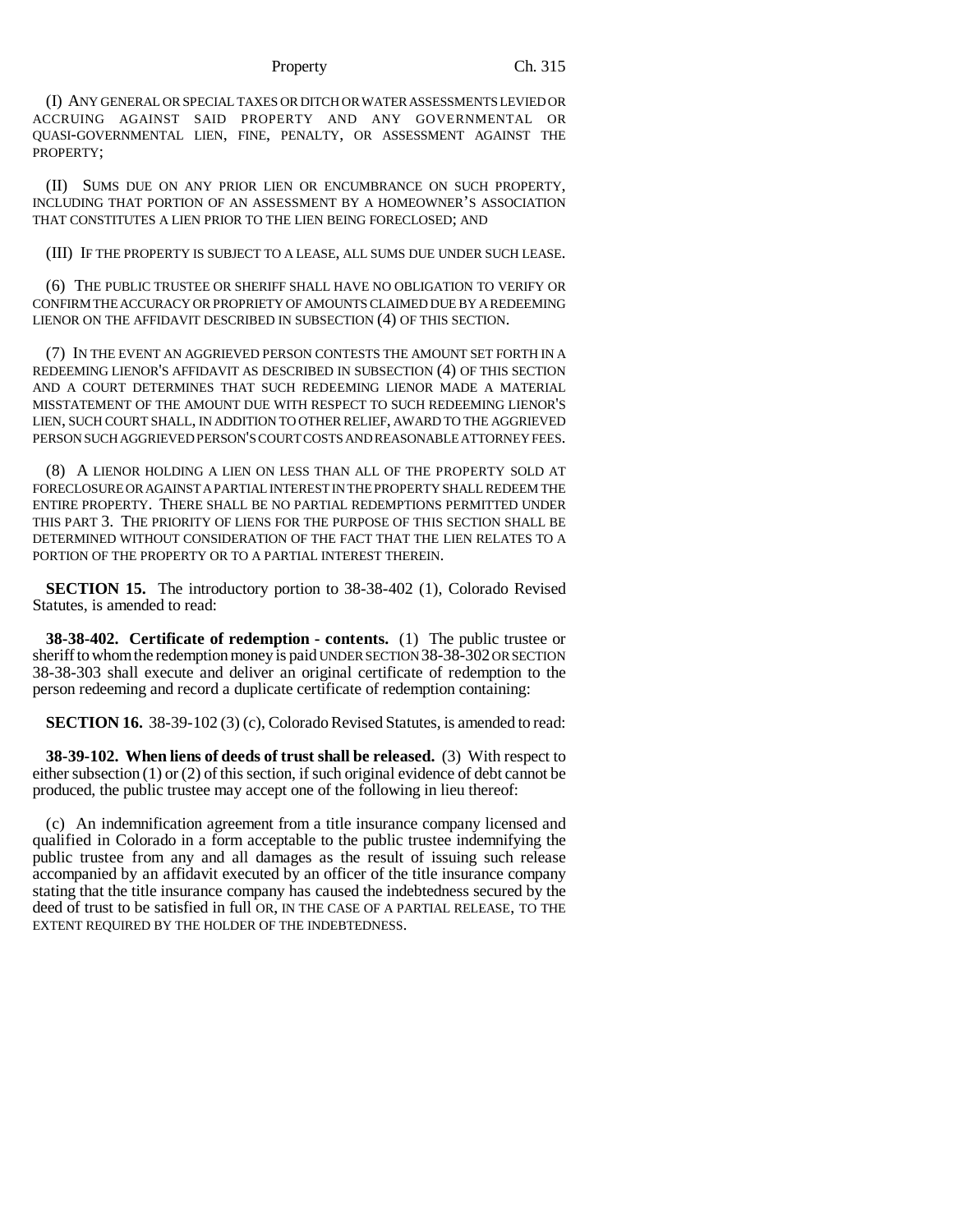(I) ANY GENERAL OR SPECIAL TAXES OR DITCH OR WATER ASSESSMENTS LEVIED OR ACCRUING AGAINST SAID PROPERTY AND ANY GOVERNMENTAL OR QUASI-GOVERNMENTAL LIEN, FINE, PENALTY, OR ASSESSMENT AGAINST THE PROPERTY;

(II) SUMS DUE ON ANY PRIOR LIEN OR ENCUMBRANCE ON SUCH PROPERTY, INCLUDING THAT PORTION OF AN ASSESSMENT BY A HOMEOWNER'S ASSOCIATION THAT CONSTITUTES A LIEN PRIOR TO THE LIEN BEING FORECLOSED; AND

(III) IF THE PROPERTY IS SUBJECT TO A LEASE, ALL SUMS DUE UNDER SUCH LEASE.

(6) THE PUBLIC TRUSTEE OR SHERIFF SHALL HAVE NO OBLIGATION TO VERIFY OR CONFIRM THE ACCURACY OR PROPRIETY OF AMOUNTS CLAIMED DUE BY A REDEEMING LIENOR ON THE AFFIDAVIT DESCRIBED IN SUBSECTION (4) OF THIS SECTION.

(7) IN THE EVENT AN AGGRIEVED PERSON CONTESTS THE AMOUNT SET FORTH IN A REDEEMING LIENOR'S AFFIDAVIT AS DESCRIBED IN SUBSECTION (4) OF THIS SECTION AND A COURT DETERMINES THAT SUCH REDEEMING LIENOR MADE A MATERIAL MISSTATEMENT OF THE AMOUNT DUE WITH RESPECT TO SUCH REDEEMING LIENOR'S LIEN, SUCH COURT SHALL, IN ADDITION TO OTHER RELIEF, AWARD TO THE AGGRIEVED PERSON SUCH AGGRIEVED PERSON'S COURT COSTS AND REASONABLE ATTORNEY FEES.

(8) A LIENOR HOLDING A LIEN ON LESS THAN ALL OF THE PROPERTY SOLD AT FORECLOSURE OR AGAINST A PARTIAL INTEREST IN THE PROPERTY SHALL REDEEM THE ENTIRE PROPERTY. THERE SHALL BE NO PARTIAL REDEMPTIONS PERMITTED UNDER THIS PART 3. THE PRIORITY OF LIENS FOR THE PURPOSE OF THIS SECTION SHALL BE DETERMINED WITHOUT CONSIDERATION OF THE FACT THAT THE LIEN RELATES TO A PORTION OF THE PROPERTY OR TO A PARTIAL INTEREST THEREIN.

**SECTION 15.** The introductory portion to 38-38-402 (1), Colorado Revised Statutes, is amended to read:

**38-38-402. Certificate of redemption - contents.** (1) The public trustee or sheriff to whom the redemption money is paid UNDER SECTION 38-38-302 OR SECTION 38-38-303 shall execute and deliver an original certificate of redemption to the person redeeming and record a duplicate certificate of redemption containing:

**SECTION 16.** 38-39-102 (3) (c), Colorado Revised Statutes, is amended to read:

**38-39-102. When liens of deeds of trust shall be released.** (3) With respect to either subsection (1) or (2) of this section, if such original evidence of debt cannot be produced, the public trustee may accept one of the following in lieu thereof:

(c) An indemnification agreement from a title insurance company licensed and qualified in Colorado in a form acceptable to the public trustee indemnifying the public trustee from any and all damages as the result of issuing such release accompanied by an affidavit executed by an officer of the title insurance company stating that the title insurance company has caused the indebtedness secured by the deed of trust to be satisfied in full OR, IN THE CASE OF A PARTIAL RELEASE, TO THE EXTENT REQUIRED BY THE HOLDER OF THE INDEBTEDNESS.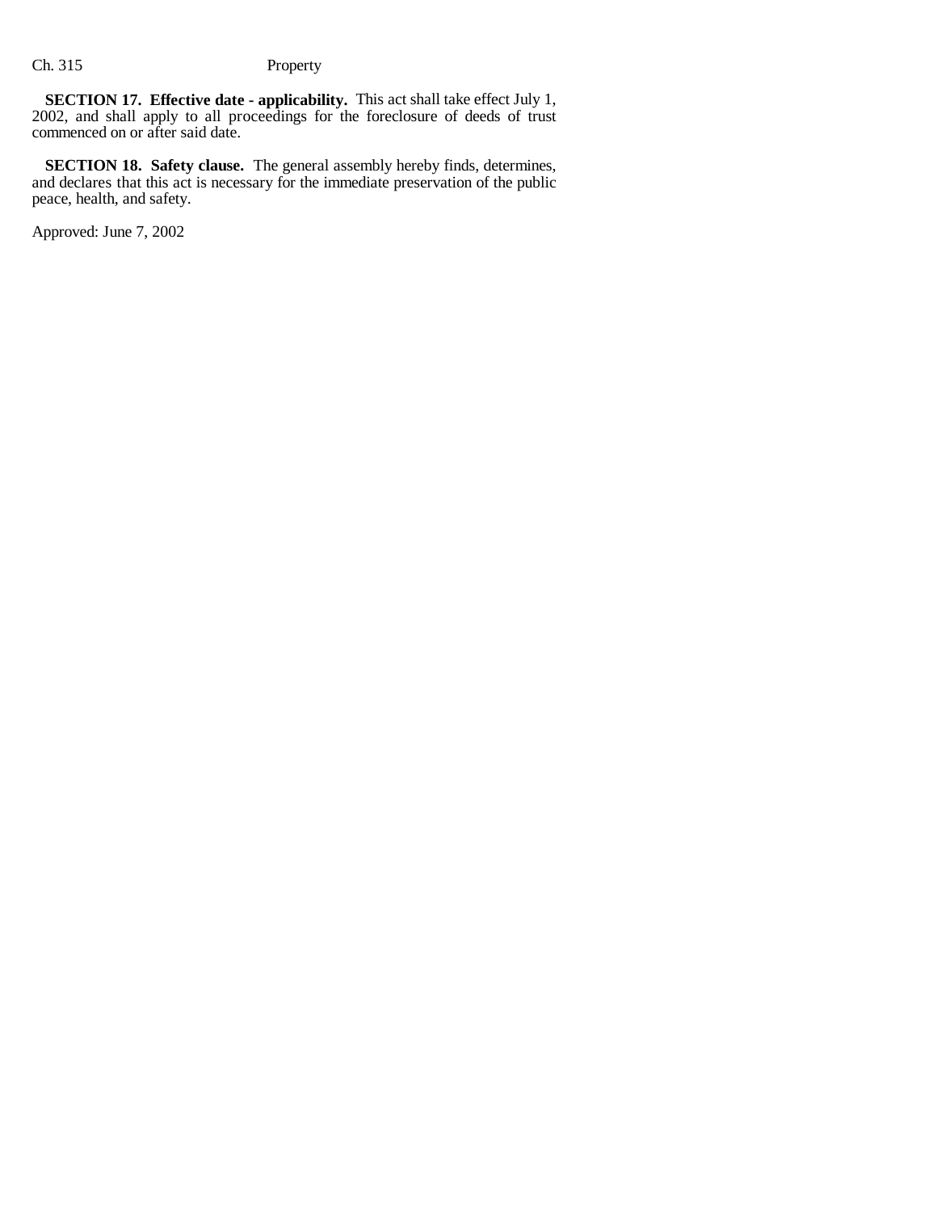**SECTION 17. Effective date - applicability.** This act shall take effect July 1, 2002, and shall apply to all proceedings for the foreclosure of deeds of trust commenced on or after said date.

**SECTION 18. Safety clause.** The general assembly hereby finds, determines, and declares that this act is necessary for the immediate preservation of the public peace, health, and safety.

Approved: June 7, 2002